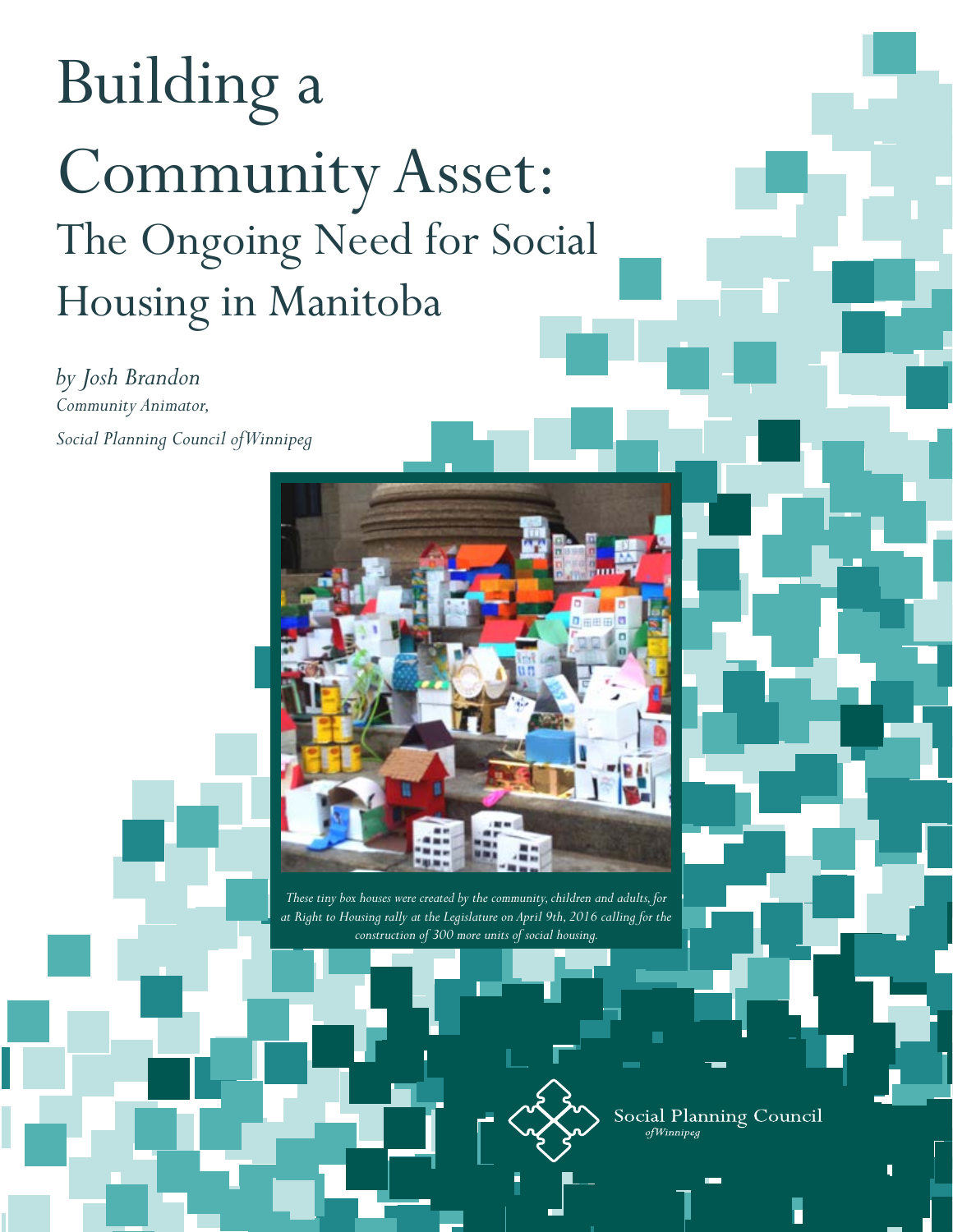# Building a Community Asset:

## The Ongoing Need for Social Housing in Manitoba

*by Josh Brandon*

*Community Animator,*

*Social Planning Council of Winnipeg*

*These tiny box houses were created by the community, children and adults, for at Right to Housing rally at the Legislature on April 9th, 2016 calling for the construction of 300 more units of social housing.*

Social Planning Council *of Winnipeg*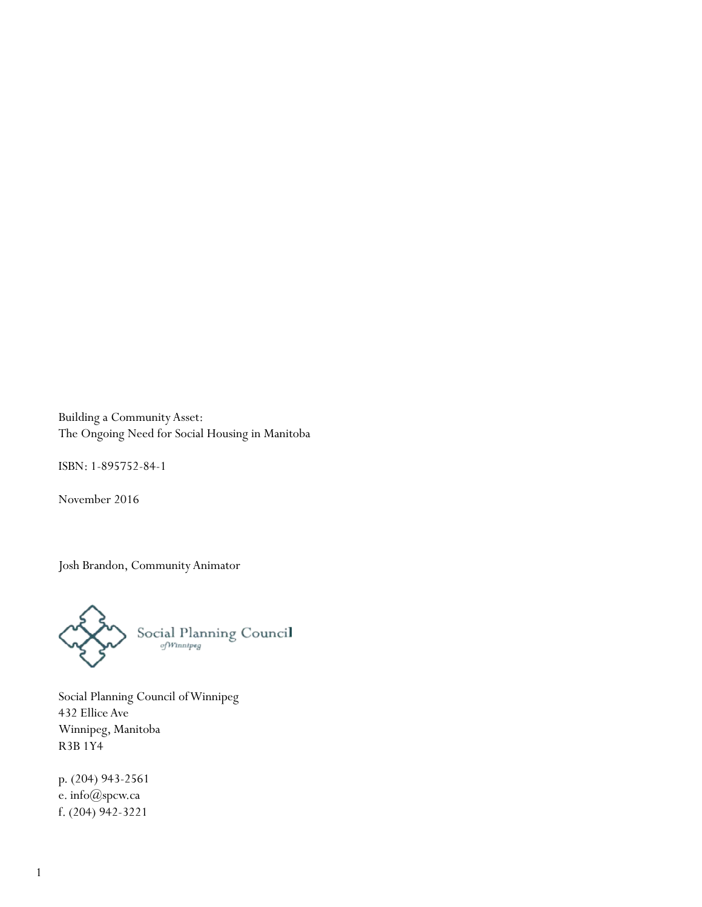Building a Community Asset:
The Ongoing Need for Social Housing in Manitoba

ISBN: 1-895752-84-1

November 2016

Josh Brandon, Community Animator

Social Planning Council of Winnipeg

Social Planning Council of Winnipeg
432 Ellice Ave
Winnipeg, Manitoba
R3B 1Y4

p. (204) 943-2561
e. info@spcw.ca
f. (204) 942-3221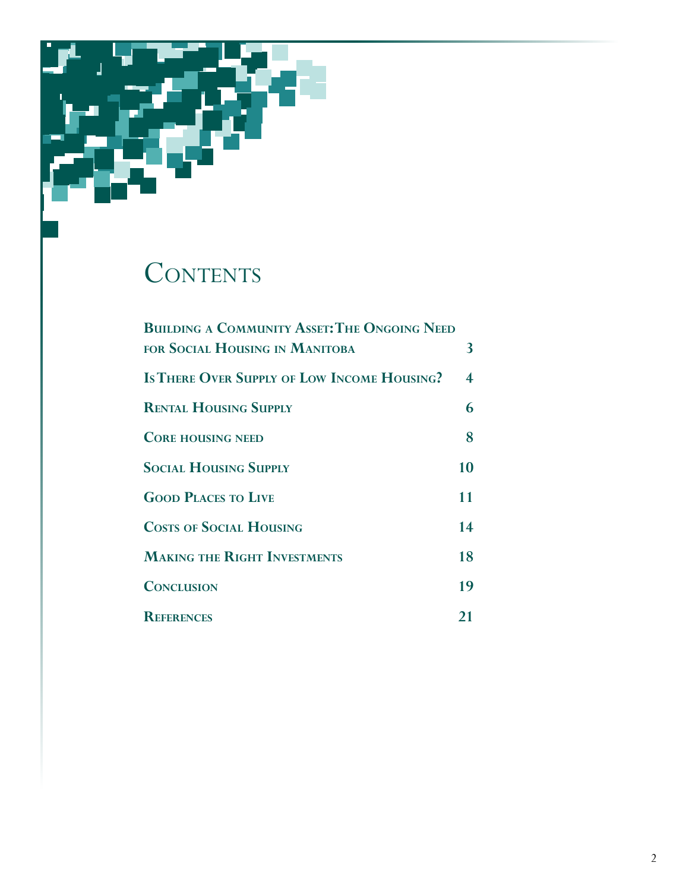# Contents

| | |
|---|---|
| **Building a Community Asset: The Ongoing Need for Social Housing in Manitoba** | **3** |
| **Is There Over Supply of Low Income Housing?** | **4** |
| **Rental Housing Supply** | **6** |
| **Core housing need** | **8** |
| **Social Housing Supply** | **10** |
| **Good Places to Live** | **11** |
| **Costs of Social Housing** | **14** |
| **Making the Right Investments** | **18** |
| **Conclusion** | **19** |
| **References** | **21** |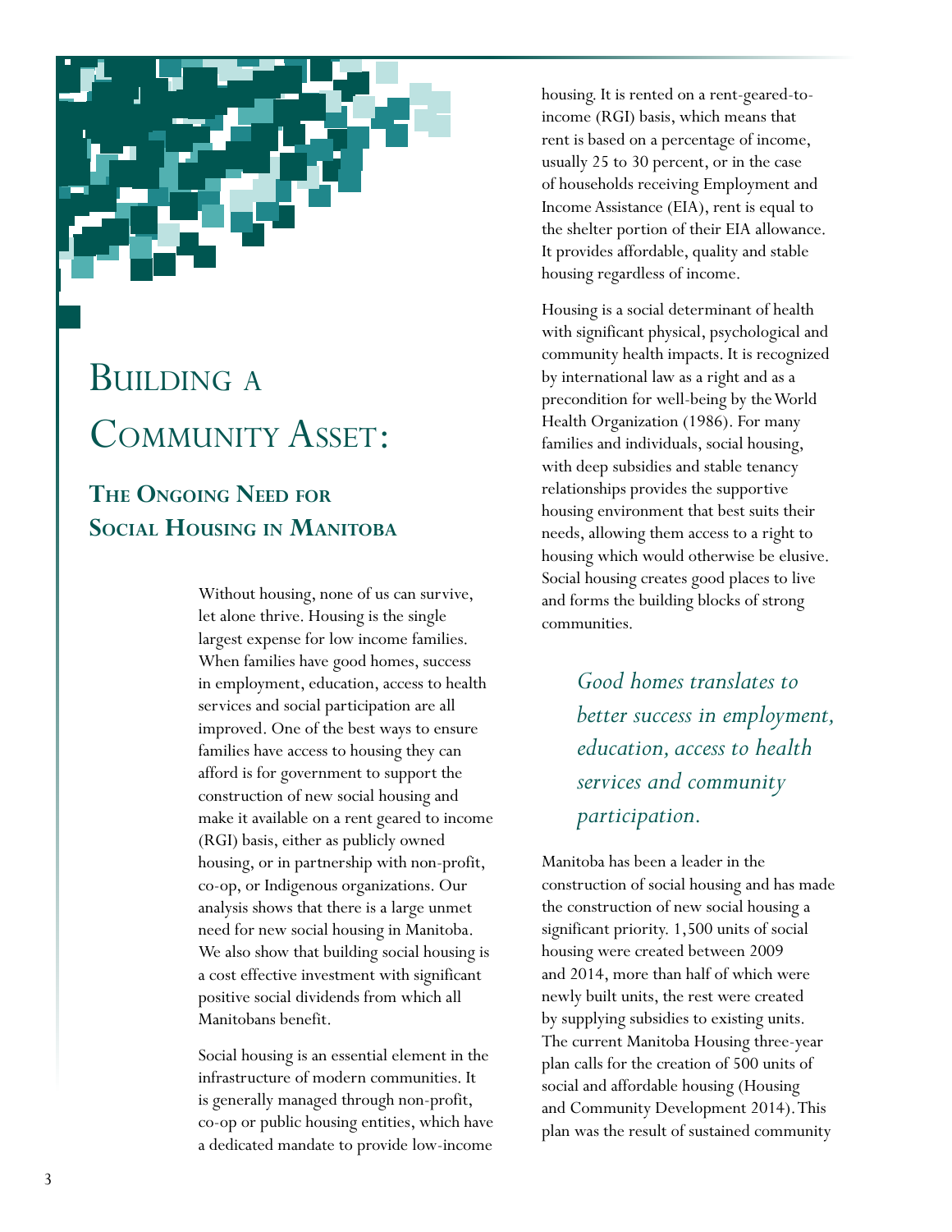# Building a Community Asset:

## The Ongoing Need for Social Housing in Manitoba

Without housing, none of us can survive, let alone thrive. Housing is the single largest expense for low income families. When families have good homes, success in employment, education, access to health services and social participation are all improved. One of the best ways to ensure families have access to housing they can afford is for government to support the construction of new social housing and make it available on a rent geared to income (RGI) basis, either as publicly owned housing, or in partnership with non-profit, co-op, or Indigenous organizations. Our analysis shows that there is a large unmet need for new social housing in Manitoba. We also show that building social housing is a cost effective investment with significant positive social dividends from which all Manitobans benefit.

Social housing is an essential element in the infrastructure of modern communities. It is generally managed through non-profit, co-op or public housing entities, which have a dedicated mandate to provide low-income housing. It is rented on a rent-geared-to-income (RGI) basis, which means that rent is based on a percentage of income, usually 25 to 30 percent, or in the case of households receiving Employment and Income Assistance (EIA), rent is equal to the shelter portion of their EIA allowance. It provides affordable, quality and stable housing regardless of income.

Housing is a social determinant of health with significant physical, psychological and community health impacts. It is recognized by international law as a right and as a precondition for well-being by the World Health Organization (1986). For many families and individuals, social housing, with deep subsidies and stable tenancy relationships provides the supportive housing environment that best suits their needs, allowing them access to a right to housing which would otherwise be elusive. Social housing creates good places to live and forms the building blocks of strong communities.

> *Good homes translates to better success in employment, education, access to health services and community participation.*

Manitoba has been a leader in the construction of social housing and has made the construction of new social housing a significant priority. 1,500 units of social housing were created between 2009 and 2014, more than half of which were newly built units, the rest were created by supplying subsidies to existing units. The current Manitoba Housing three-year plan calls for the creation of 500 units of social and affordable housing (Housing and Community Development 2014). This plan was the result of sustained community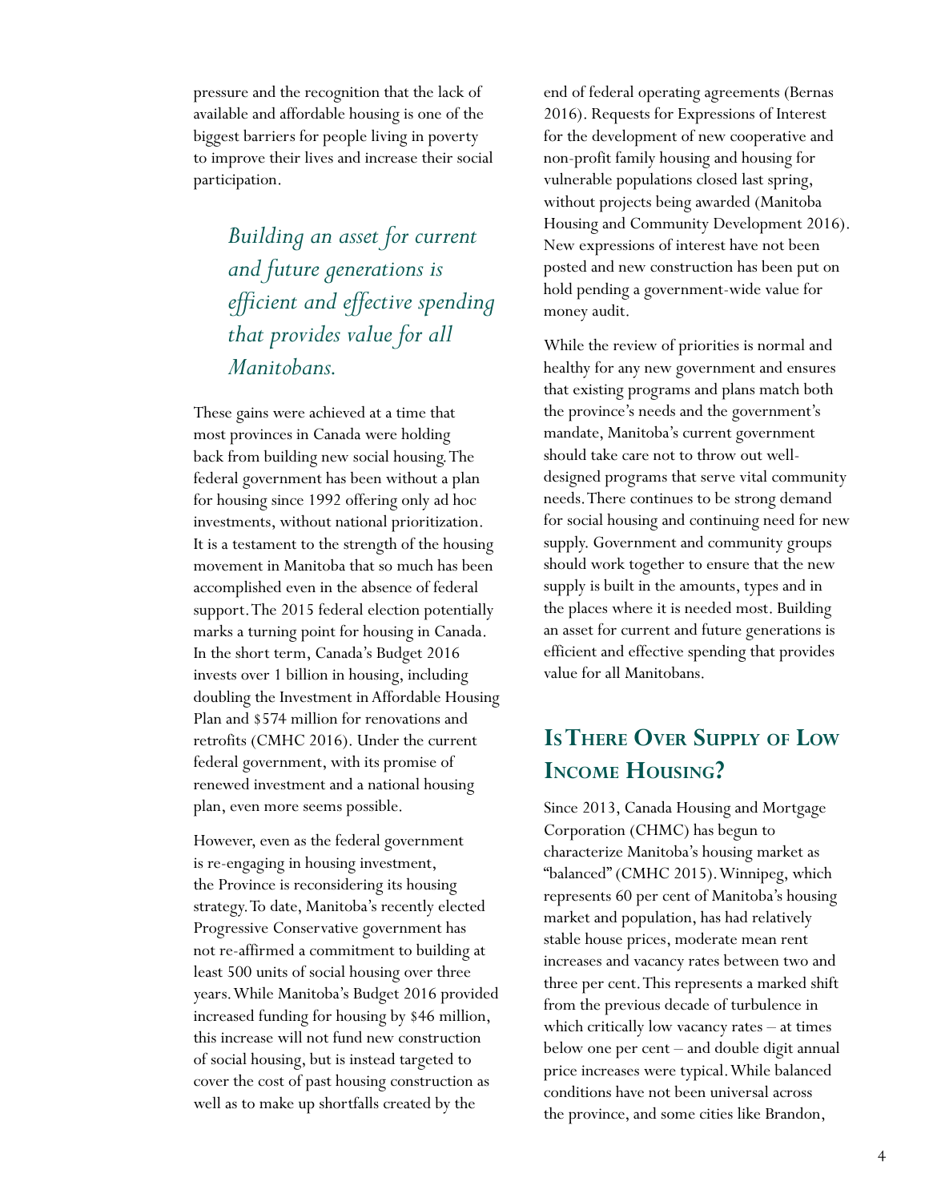pressure and the recognition that the lack of available and affordable housing is one of the biggest barriers for people living in poverty to improve their lives and increase their social participation.

> *Building an asset for current and future generations is efficient and effective spending that provides value for all Manitobans.*

These gains were achieved at a time that most provinces in Canada were holding back from building new social housing. The federal government has been without a plan for housing since 1992 offering only ad hoc investments, without national prioritization. It is a testament to the strength of the housing movement in Manitoba that so much has been accomplished even in the absence of federal support. The 2015 federal election potentially marks a turning point for housing in Canada. In the short term, Canada's Budget 2016 invests over 1 billion in housing, including doubling the Investment in Affordable Housing Plan and $574 million for renovations and retrofits (CMHC 2016). Under the current federal government, with its promise of renewed investment and a national housing plan, even more seems possible.

However, even as the federal government is re-engaging in housing investment, the Province is reconsidering its housing strategy. To date, Manitoba's recently elected Progressive Conservative government has not re-affirmed a commitment to building at least 500 units of social housing over three years. While Manitoba's Budget 2016 provided increased funding for housing by $46 million, this increase will not fund new construction of social housing, but is instead targeted to cover the cost of past housing construction as well as to make up shortfalls created by the end of federal operating agreements (Bernas 2016). Requests for Expressions of Interest for the development of new cooperative and non-profit family housing and housing for vulnerable populations closed last spring, without projects being awarded (Manitoba Housing and Community Development 2016). New expressions of interest have not been posted and new construction has been put on hold pending a government-wide value for money audit.

While the review of priorities is normal and healthy for any new government and ensures that existing programs and plans match both the province's needs and the government's mandate, Manitoba's current government should take care not to throw out well-designed programs that serve vital community needs. There continues to be strong demand for social housing and continuing need for new supply. Government and community groups should work together to ensure that the new supply is built in the amounts, types and in the places where it is needed most. Building an asset for current and future generations is efficient and effective spending that provides value for all Manitobans.

## Is There Over Supply of Low Income Housing?

Since 2013, Canada Housing and Mortgage Corporation (CMHC) has begun to characterize Manitoba's housing market as "balanced" (CMHC 2015). Winnipeg, which represents 60 per cent of Manitoba's housing market and population, has had relatively stable house prices, moderate mean rent increases and vacancy rates between two and three per cent. This represents a marked shift from the previous decade of turbulence in which critically low vacancy rates – at times below one per cent – and double digit annual price increases were typical. While balanced conditions have not been universal across the province, and some cities like Brandon,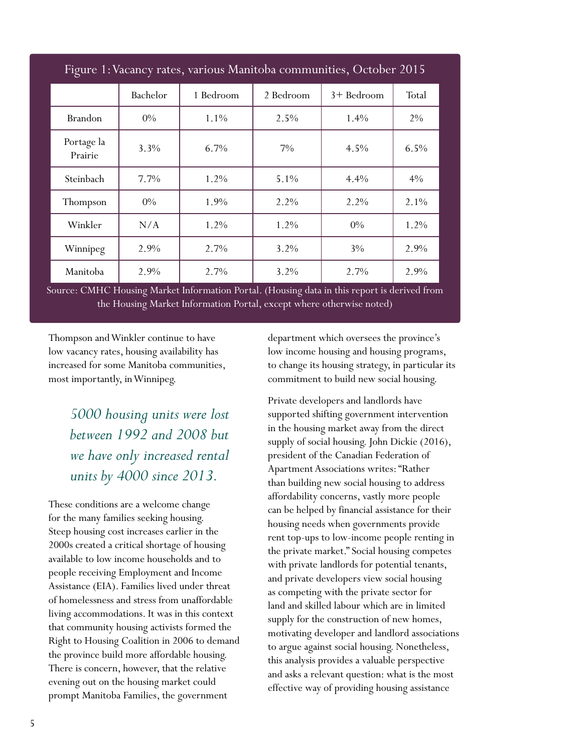Figure 1: Vacancy rates, various Manitoba communities, October 2015

| | Bachelor | 1 Bedroom | 2 Bedroom | 3+ Bedroom | Total |
|---|---|---|---|---|---|
| Brandon | 0% | 1.1% | 2.5% | 1.4% | 2% |
| Portage la Prairie | 3.3% | 6.7% | 7% | 4.5% | 6.5% |
| Steinbach | 7.7% | 1.2% | 5.1% | 4.4% | 4% |
| Thompson | 0% | 1.9% | 2.2% | 2.2% | 2.1% |
| Winkler | N/A | 1.2% | 1.2% | 0% | 1.2% |
| Winnipeg | 2.9% | 2.7% | 3.2% | 3% | 2.9% |
| Manitoba | 2.9% | 2.7% | 3.2% | 2.7% | 2.9% |

Source: CMHC Housing Market Information Portal. (Housing data in this report is derived from the Housing Market Information Portal, except where otherwise noted)

Thompson and Winkler continue to have low vacancy rates, housing availability has increased for some Manitoba communities, most importantly, in Winnipeg.

*5000 housing units were lost between 1992 and 2008 but we have only increased rental units by 4000 since 2013.*

These conditions are a welcome change for the many families seeking housing. Steep housing cost increases earlier in the 2000s created a critical shortage of housing available to low income households and to people receiving Employment and Income Assistance (EIA). Families lived under threat of homelessness and stress from unaffordable living accommodations. It was in this context that community housing activists formed the Right to Housing Coalition in 2006 to demand the province build more affordable housing. There is concern, however, that the relative evening out on the housing market could prompt Manitoba Families, the government department which oversees the province's low income housing and housing programs, to change its housing strategy, in particular its commitment to build new social housing.

Private developers and landlords have supported shifting government intervention in the housing market away from the direct supply of social housing. John Dickie (2016), president of the Canadian Federation of Apartment Associations writes: "Rather than building new social housing to address affordability concerns, vastly more people can be helped by financial assistance for their housing needs when governments provide rent top-ups to low-income people renting in the private market." Social housing competes with private landlords for potential tenants, and private developers view social housing as competing with the private sector for land and skilled labour which are in limited supply for the construction of new homes, motivating developer and landlord associations to argue against social housing. Nonetheless, this analysis provides a valuable perspective and asks a relevant question: what is the most effective way of providing housing assistance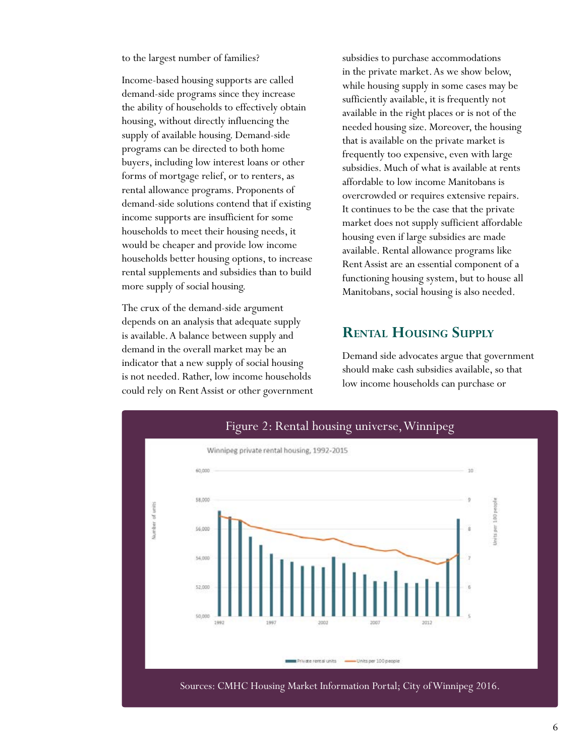to the largest number of families?

Income-based housing supports are called demand-side programs since they increase the ability of households to effectively obtain housing, without directly influencing the supply of available housing. Demand-side programs can be directed to both home buyers, including low interest loans or other forms of mortgage relief, or to renters, as rental allowance programs. Proponents of demand-side solutions contend that if existing income supports are insufficient for some households to meet their housing needs, it would be cheaper and provide low income households better housing options, to increase rental supplements and subsidies than to build more supply of social housing.

The crux of the demand-side argument depends on an analysis that adequate supply is available. A balance between supply and demand in the overall market may be an indicator that a new supply of social housing is not needed. Rather, low income households could rely on Rent Assist or other government subsidies to purchase accommodations in the private market. As we show below, while housing supply in some cases may be sufficiently available, it is frequently not available in the right places or is not of the needed housing size. Moreover, the housing that is available on the private market is frequently too expensive, even with large subsidies. Much of what is available at rents affordable to low income Manitobans is overcrowded or requires extensive repairs. It continues to be the case that the private market does not supply sufficient affordable housing even if large subsidies are made available. Rental allowance programs like Rent Assist are an essential component of a functioning housing system, but to house all Manitobans, social housing is also needed.

## Rental Housing Supply

Demand side advocates argue that government should make cash subsidies available, so that low income households can purchase or

**Figure 2: Rental housing universe, Winnipeg**

Winnipeg private rental housing, 1992-2015

Sources: CMHC Housing Market Information Portal; City of Winnipeg 2016.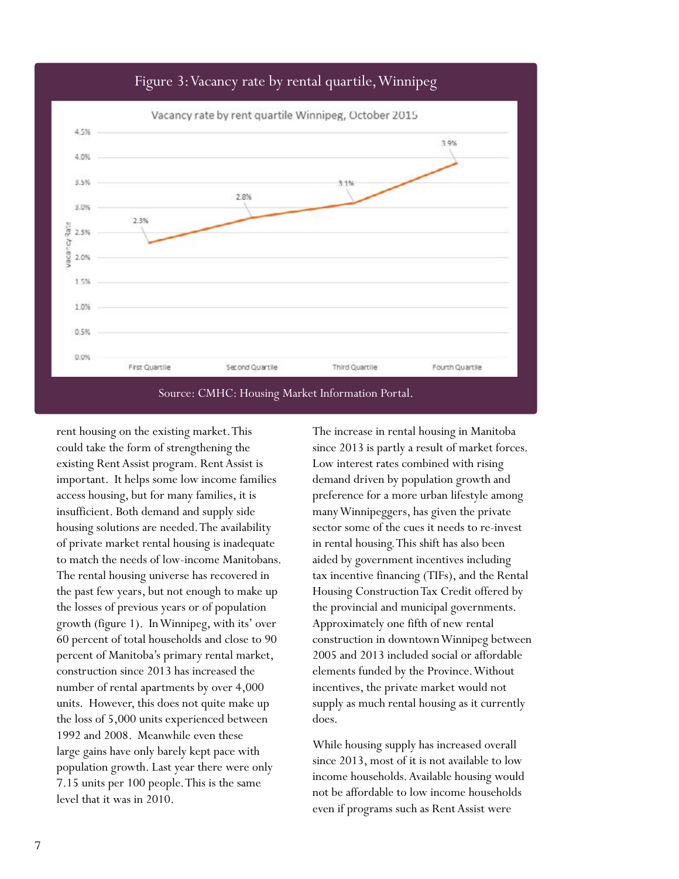## Figure 3: Vacancy rate by rental quartile, Winnipeg

Vacancy rate by rent quartile Winnipeg, October 2015

| Quartile | Vacancy Rate |
|---|---|
| First Quartile | 2.3% |
| Second Quartile | 2.8% |
| Third Quartile | 3.1% |
| Fourth Quartile | 3.9% |

Source: CMHC: Housing Market Information Portal.

rent housing on the existing market. This could take the form of strengthening the existing Rent Assist program. Rent Assist is important. It helps some low income families access housing, but for many families, it is insufficient. Both demand and supply side housing solutions are needed. The availability of private market rental housing is inadequate to match the needs of low-income Manitobans. The rental housing universe has recovered in the past few years, but not enough to make up the losses of previous years or of population growth (figure 1). In Winnipeg, with its' over 60 percent of total households and close to 90 percent of Manitoba's primary rental market, construction since 2013 has increased the number of rental apartments by over 4,000 units. However, this does not quite make up the loss of 5,000 units experienced between 1992 and 2008. Meanwhile even these large gains have only barely kept pace with population growth. Last year there were only 7.15 units per 100 people. This is the same level that it was in 2010.

The increase in rental housing in Manitoba since 2013 is partly a result of market forces. Low interest rates combined with rising demand driven by population growth and preference for a more urban lifestyle among many Winnipeggers, has given the private sector some of the cues it needs to re-invest in rental housing. This shift has also been aided by government incentives including tax incentive financing (TIFs), and the Rental Housing Construction Tax Credit offered by the provincial and municipal governments. Approximately one fifth of new rental construction in downtown Winnipeg between 2005 and 2013 included social or affordable elements funded by the Province. Without incentives, the private market would not supply as much rental housing as it currently does.

While housing supply has increased overall since 2013, most of it is not available to low income households. Available housing would not be affordable to low income households even if programs such as Rent Assist were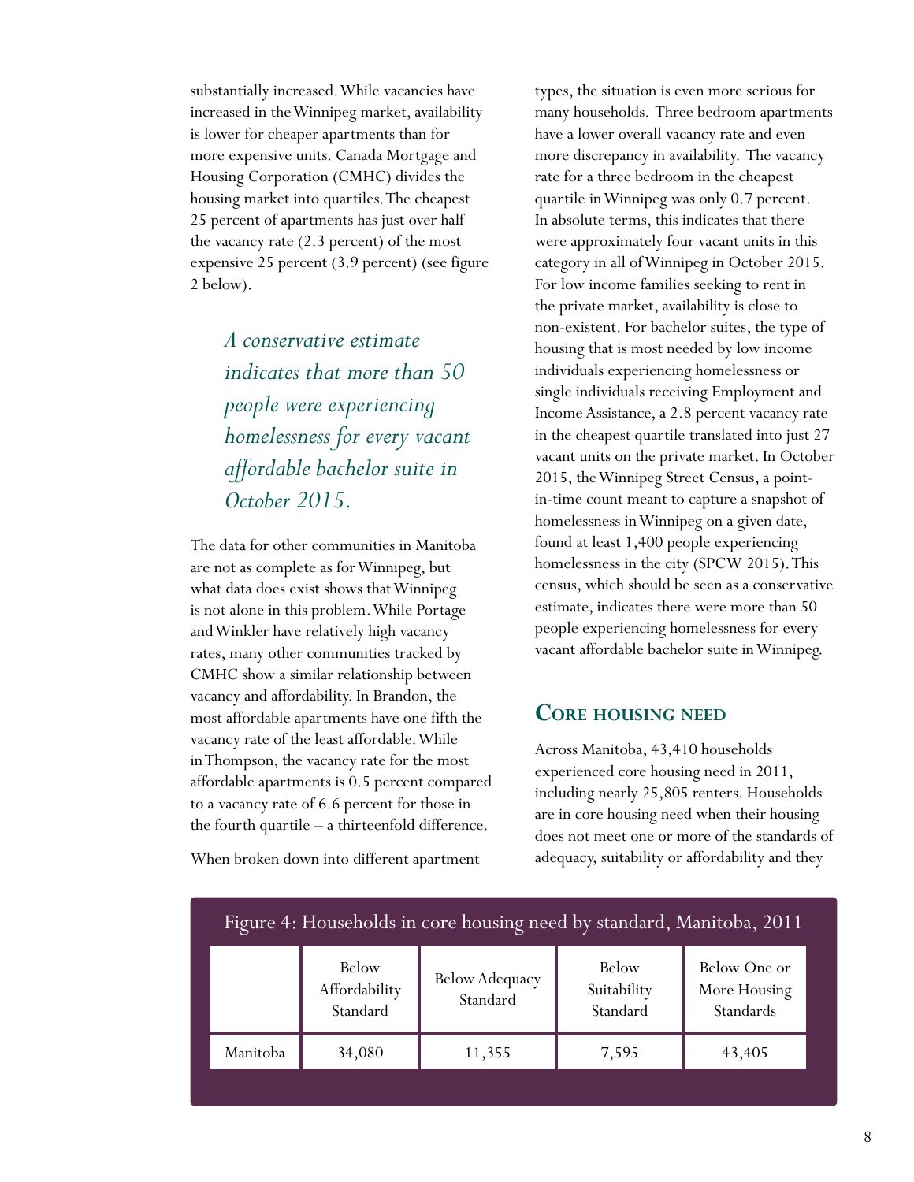substantially increased. While vacancies have increased in the Winnipeg market, availability is lower for cheaper apartments than for more expensive units. Canada Mortgage and Housing Corporation (CMHC) divides the housing market into quartiles. The cheapest 25 percent of apartments has just over half the vacancy rate (2.3 percent) of the most expensive 25 percent (3.9 percent) (see figure 2 below).

> *A conservative estimate indicates that more than 50 people were experiencing homelessness for every vacant affordable bachelor suite in October 2015.*

The data for other communities in Manitoba are not as complete as for Winnipeg, but what data does exist shows that Winnipeg is not alone in this problem. While Portage and Winkler have relatively high vacancy rates, many other communities tracked by CMHC show a similar relationship between vacancy and affordability. In Brandon, the most affordable apartments have one fifth the vacancy rate of the least affordable. While in Thompson, the vacancy rate for the most affordable apartments is 0.5 percent compared to a vacancy rate of 6.6 percent for those in the fourth quartile – a thirteenfold difference.

When broken down into different apartment types, the situation is even more serious for many households. Three bedroom apartments have a lower overall vacancy rate and even more discrepancy in availability. The vacancy rate for a three bedroom in the cheapest quartile in Winnipeg was only 0.7 percent. In absolute terms, this indicates that there were approximately four vacant units in this category in all of Winnipeg in October 2015. For low income families seeking to rent in the private market, availability is close to non-existent. For bachelor suites, the type of housing that is most needed by low income individuals experiencing homelessness or single individuals receiving Employment and Income Assistance, a 2.8 percent vacancy rate in the cheapest quartile translated into just 27 vacant units on the private market. In October 2015, the Winnipeg Street Census, a point-in-time count meant to capture a snapshot of homelessness in Winnipeg on a given date, found at least 1,400 people experiencing homelessness in the city (SPCW 2015). This census, which should be seen as a conservative estimate, indicates there were more than 50 people experiencing homelessness for every vacant affordable bachelor suite in Winnipeg.

## Core housing need

Across Manitoba, 43,410 households experienced core housing need in 2011, including nearly 25,805 renters. Households are in core housing need when their housing does not meet one or more of the standards of adequacy, suitability or affordability and they

Figure 4: Households in core housing need by standard, Manitoba, 2011

| | Below Affordability Standard | Below Adequacy Standard | Below Suitability Standard | Below One or More Housing Standards |
|---|---|---|---|---|
| Manitoba | 34,080 | 11,355 | 7,595 | 43,405 |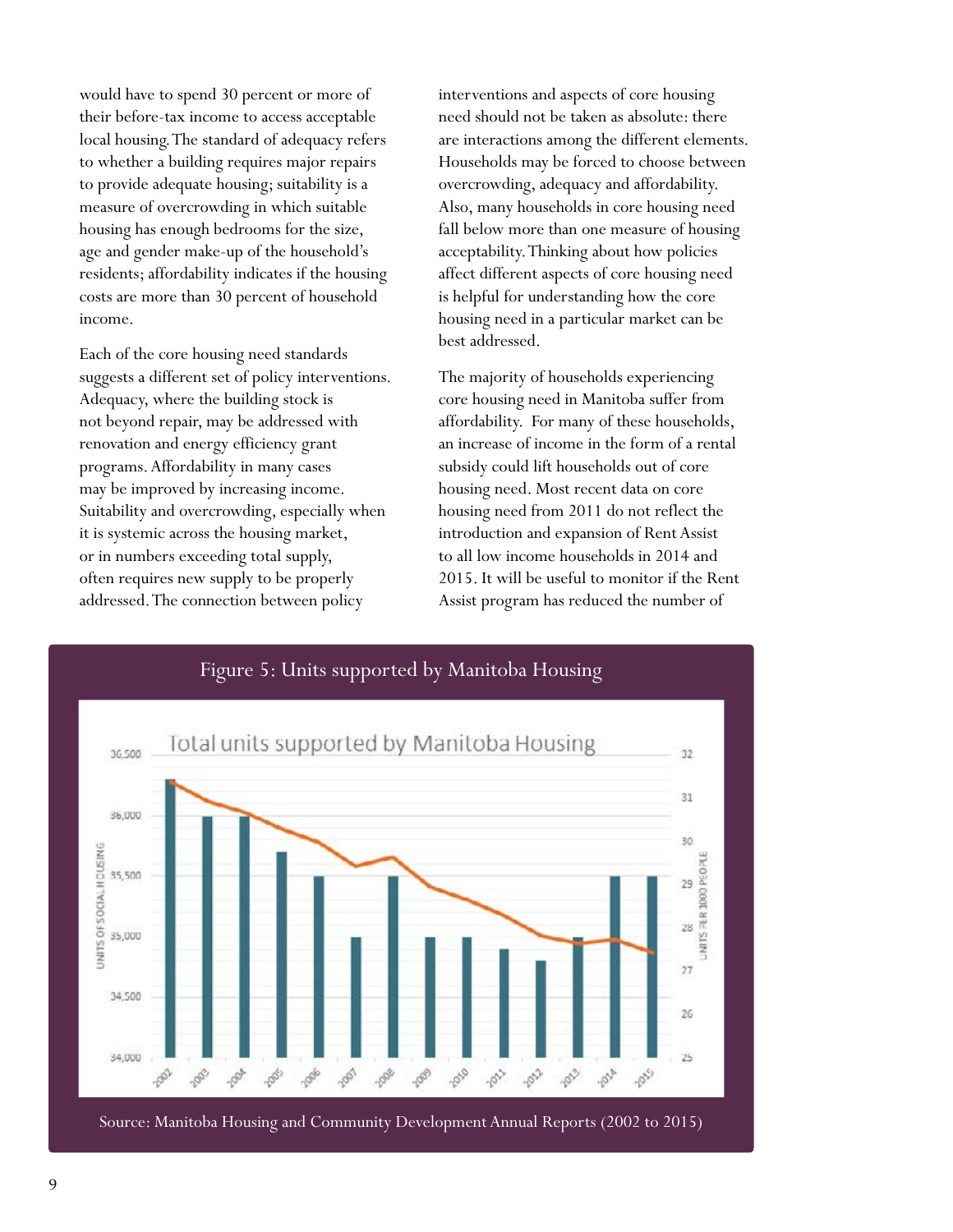would have to spend 30 percent or more of their before-tax income to access acceptable local housing. The standard of adequacy refers to whether a building requires major repairs to provide adequate housing; suitability is a measure of overcrowding in which suitable housing has enough bedrooms for the size, age and gender make-up of the household's residents; affordability indicates if the housing costs are more than 30 percent of household income.

Each of the core housing need standards suggests a different set of policy interventions. Adequacy, where the building stock is not beyond repair, may be addressed with renovation and energy efficiency grant programs. Affordability in many cases may be improved by increasing income. Suitability and overcrowding, especially when it is systemic across the housing market, or in numbers exceeding total supply, often requires new supply to be properly addressed. The connection between policy interventions and aspects of core housing need should not be taken as absolute: there are interactions among the different elements. Households may be forced to choose between overcrowding, adequacy and affordability. Also, many households in core housing need fall below more than one measure of housing acceptability. Thinking about how policies affect different aspects of core housing need is helpful for understanding how the core housing need in a particular market can be best addressed.

The majority of households experiencing core housing need in Manitoba suffer from affordability. For many of these households, an increase of income in the form of a rental subsidy could lift households out of core housing need. Most recent data on core housing need from 2011 do not reflect the introduction and expansion of Rent Assist to all low income households in 2014 and 2015. It will be useful to monitor if the Rent Assist program has reduced the number of

Figure 5: Units supported by Manitoba Housing

Source: Manitoba Housing and Community Development Annual Reports (2002 to 2015)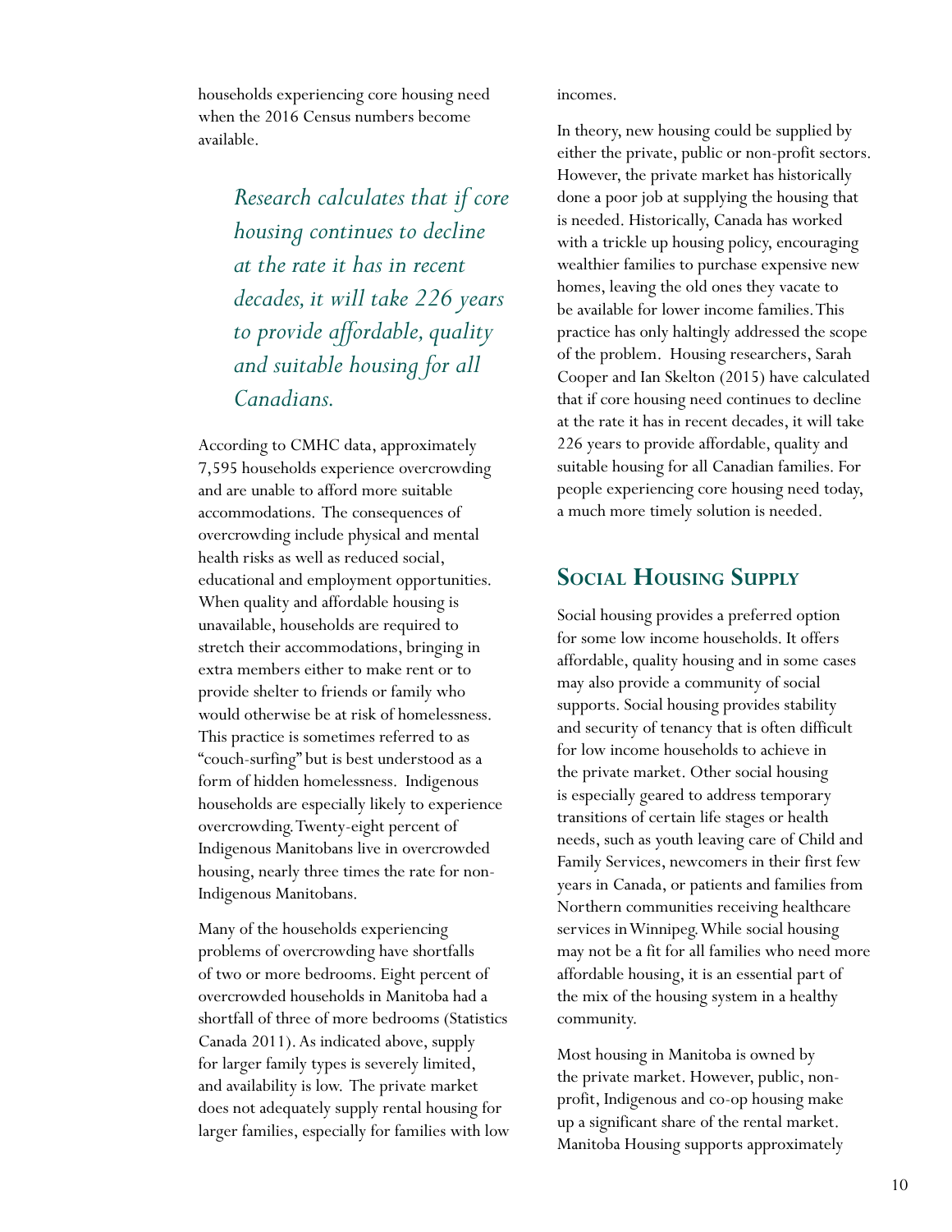households experiencing core housing need when the 2016 Census numbers become available.

> *Research calculates that if core housing continues to decline at the rate it has in recent decades, it will take 226 years to provide affordable, quality and suitable housing for all Canadians.*

According to CMHC data, approximately 7,595 households experience overcrowding and are unable to afford more suitable accommodations. The consequences of overcrowding include physical and mental health risks as well as reduced social, educational and employment opportunities. When quality and affordable housing is unavailable, households are required to stretch their accommodations, bringing in extra members either to make rent or to provide shelter to friends or family who would otherwise be at risk of homelessness. This practice is sometimes referred to as "couch-surfing" but is best understood as a form of hidden homelessness. Indigenous households are especially likely to experience overcrowding. Twenty-eight percent of Indigenous Manitobans live in overcrowded housing, nearly three times the rate for non-Indigenous Manitobans.

Many of the households experiencing problems of overcrowding have shortfalls of two or more bedrooms. Eight percent of overcrowded households in Manitoba had a shortfall of three of more bedrooms (Statistics Canada 2011). As indicated above, supply for larger family types is severely limited, and availability is low. The private market does not adequately supply rental housing for larger families, especially for families with low incomes.

In theory, new housing could be supplied by either the private, public or non-profit sectors. However, the private market has historically done a poor job at supplying the housing that is needed. Historically, Canada has worked with a trickle up housing policy, encouraging wealthier families to purchase expensive new homes, leaving the old ones they vacate to be available for lower income families. This practice has only haltingly addressed the scope of the problem. Housing researchers, Sarah Cooper and Ian Skelton (2015) have calculated that if core housing need continues to decline at the rate it has in recent decades, it will take 226 years to provide affordable, quality and suitable housing for all Canadian families. For people experiencing core housing need today, a much more timely solution is needed.

## Social Housing Supply

Social housing provides a preferred option for some low income households. It offers affordable, quality housing and in some cases may also provide a community of social supports. Social housing provides stability and security of tenancy that is often difficult for low income households to achieve in the private market. Other social housing is especially geared to address temporary transitions of certain life stages or health needs, such as youth leaving care of Child and Family Services, newcomers in their first few years in Canada, or patients and families from Northern communities receiving healthcare services in Winnipeg. While social housing may not be a fit for all families who need more affordable housing, it is an essential part of the mix of the housing system in a healthy community.

Most housing in Manitoba is owned by the private market. However, public, non-profit, Indigenous and co-op housing make up a significant share of the rental market. Manitoba Housing supports approximately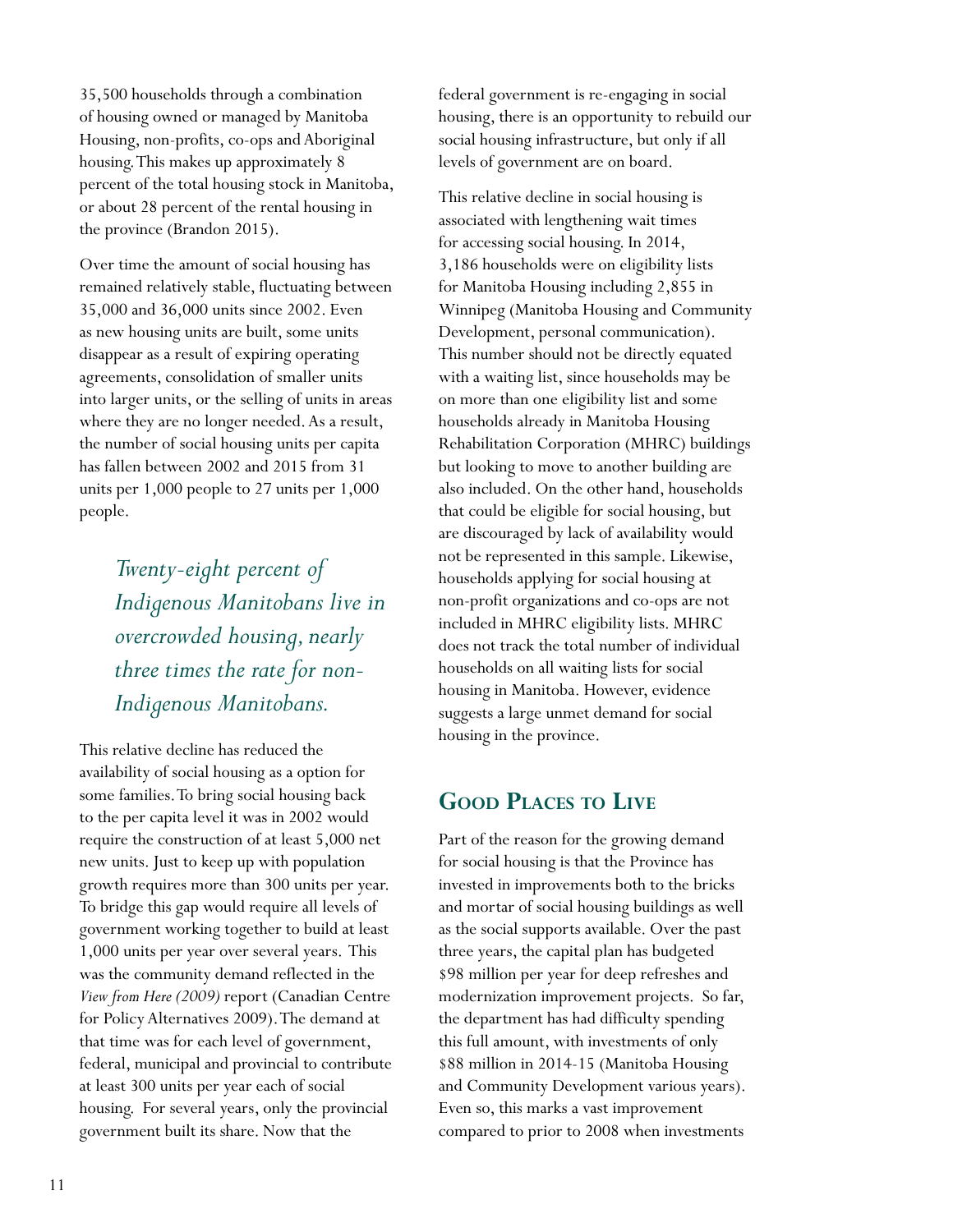35,500 households through a combination of housing owned or managed by Manitoba Housing, non-profits, co-ops and Aboriginal housing. This makes up approximately 8 percent of the total housing stock in Manitoba, or about 28 percent of the rental housing in the province (Brandon 2015).

Over time the amount of social housing has remained relatively stable, fluctuating between 35,000 and 36,000 units since 2002. Even as new housing units are built, some units disappear as a result of expiring operating agreements, consolidation of smaller units into larger units, or the selling of units in areas where they are no longer needed. As a result, the number of social housing units per capita has fallen between 2002 and 2015 from 31 units per 1,000 people to 27 units per 1,000 people.

> *Twenty-eight percent of Indigenous Manitobans live in overcrowded housing, nearly three times the rate for non-Indigenous Manitobans.*

This relative decline has reduced the availability of social housing as a option for some families. To bring social housing back to the per capita level it was in 2002 would require the construction of at least 5,000 net new units. Just to keep up with population growth requires more than 300 units per year. To bridge this gap would require all levels of government working together to build at least 1,000 units per year over several years. This was the community demand reflected in the *View from Here (2009)* report (Canadian Centre for Policy Alternatives 2009). The demand at that time was for each level of government, federal, municipal and provincial to contribute at least 300 units per year each of social housing. For several years, only the provincial government built its share. Now that the federal government is re-engaging in social housing, there is an opportunity to rebuild our social housing infrastructure, but only if all levels of government are on board.

This relative decline in social housing is associated with lengthening wait times for accessing social housing. In 2014, 3,186 households were on eligibility lists for Manitoba Housing including 2,855 in Winnipeg (Manitoba Housing and Community Development, personal communication). This number should not be directly equated with a waiting list, since households may be on more than one eligibility list and some households already in Manitoba Housing Rehabilitation Corporation (MHRC) buildings but looking to move to another building are also included. On the other hand, households that could be eligible for social housing, but are discouraged by lack of availability would not be represented in this sample. Likewise, households applying for social housing at non-profit organizations and co-ops are not included in MHRC eligibility lists. MHRC does not track the total number of individual households on all waiting lists for social housing in Manitoba. However, evidence suggests a large unmet demand for social housing in the province.

## Good Places to Live

Part of the reason for the growing demand for social housing is that the Province has invested in improvements both to the bricks and mortar of social housing buildings as well as the social supports available. Over the past three years, the capital plan has budgeted $98 million per year for deep refreshes and modernization improvement projects. So far, the department has had difficulty spending this full amount, with investments of only $88 million in 2014-15 (Manitoba Housing and Community Development various years). Even so, this marks a vast improvement compared to prior to 2008 when investments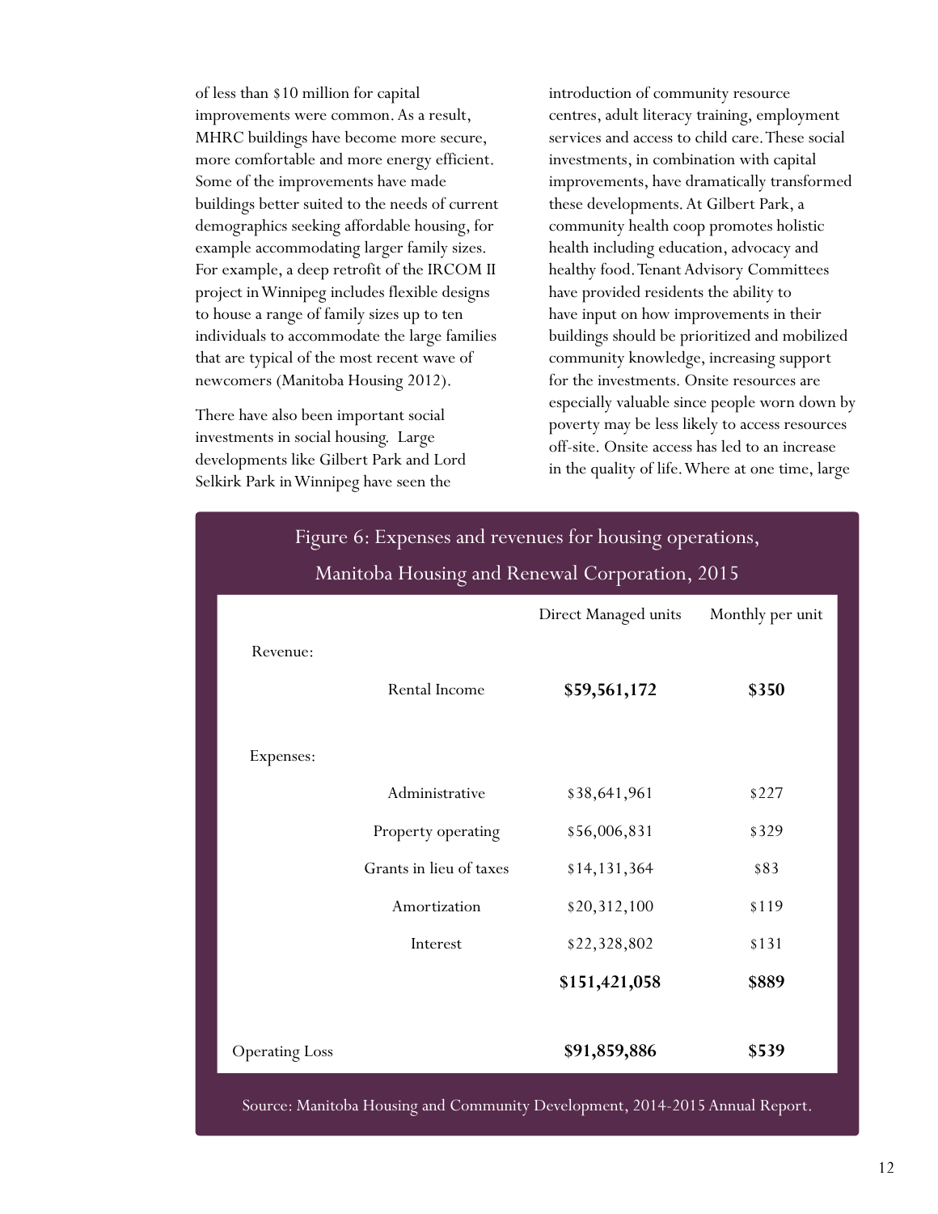of less than $10 million for capital improvements were common. As a result, MHRC buildings have become more secure, more comfortable and more energy efficient. Some of the improvements have made buildings better suited to the needs of current demographics seeking affordable housing, for example accommodating larger family sizes. For example, a deep retrofit of the IRCOM II project in Winnipeg includes flexible designs to house a range of family sizes up to ten individuals to accommodate the large families that are typical of the most recent wave of newcomers (Manitoba Housing 2012).

There have also been important social investments in social housing. Large developments like Gilbert Park and Lord Selkirk Park in Winnipeg have seen the introduction of community resource centres, adult literacy training, employment services and access to child care. These social investments, in combination with capital improvements, have dramatically transformed these developments. At Gilbert Park, a community health coop promotes holistic health including education, advocacy and healthy food. Tenant Advisory Committees have provided residents the ability to have input on how improvements in their buildings should be prioritized and mobilized community knowledge, increasing support for the investments. Onsite resources are especially valuable since people worn down by poverty may be less likely to access resources off-site. Onsite access has led to an increase in the quality of life. Where at one time, large

Figure 6: Expenses and revenues for housing operations, Manitoba Housing and Renewal Corporation, 2015

| | | Direct Managed units | Monthly per unit |
|---|---|---|---|
| Revenue: | | | |
| | Rental Income | **$59,561,172** | **$350** |
| Expenses: | | | |
| | Administrative | $38,641,961 | $227 |
| | Property operating | $56,006,831 | $329 |
| | Grants in lieu of taxes | $14,131,364 | $83 |
| | Amortization | $20,312,100 | $119 |
| | Interest | $22,328,802 | $131 |
| | | **$151,421,058** | **$889** |
| Operating Loss | | **$91,859,886** | **$539** |

Source: Manitoba Housing and Community Development, 2014-2015 Annual Report.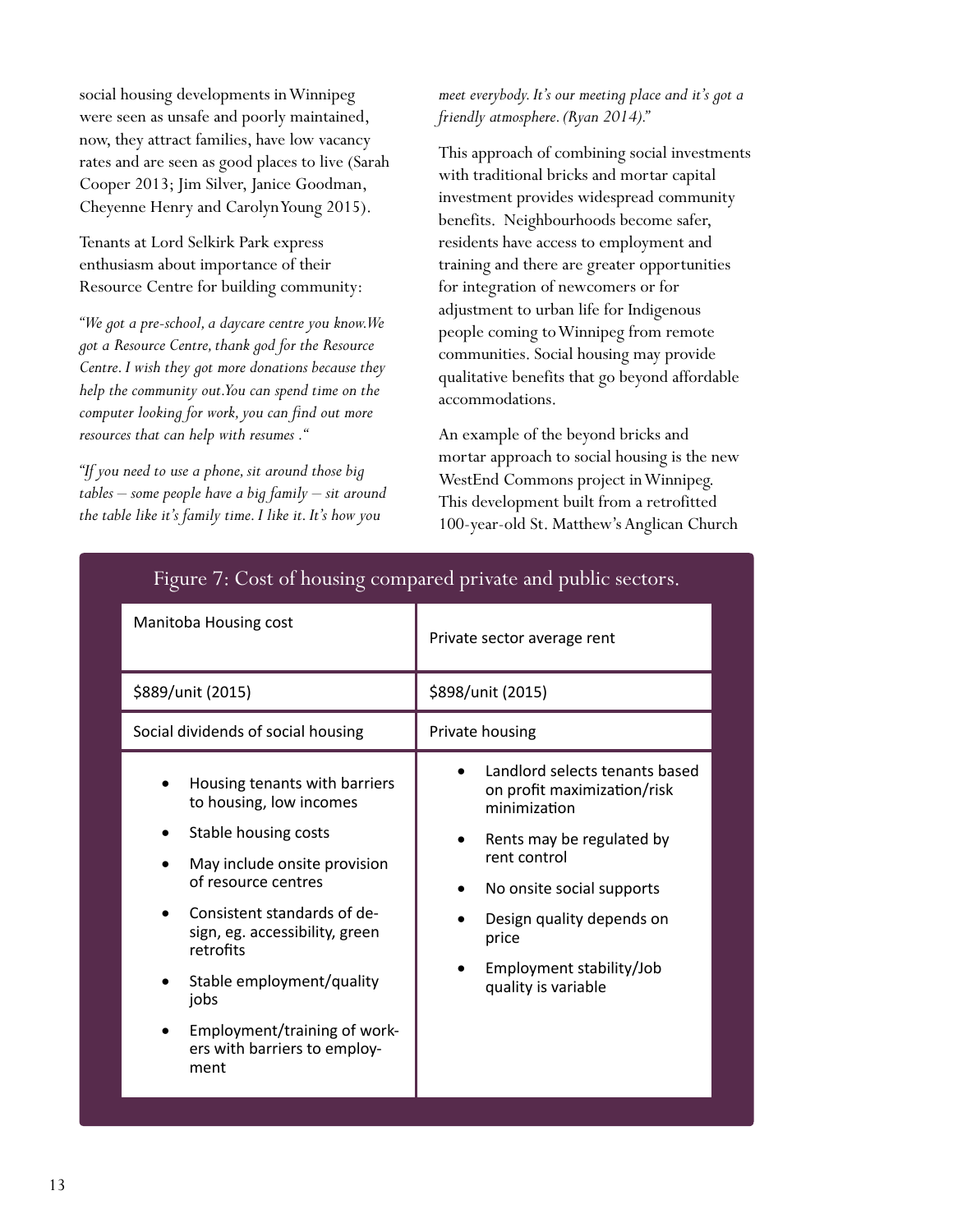social housing developments in Winnipeg were seen as unsafe and poorly maintained, now, they attract families, have low vacancy rates and are seen as good places to live (Sarah Cooper 2013; Jim Silver, Janice Goodman, Cheyenne Henry and Carolyn Young 2015).

Tenants at Lord Selkirk Park express enthusiasm about importance of their Resource Centre for building community:

*"We got a pre-school, a daycare centre you know. We got a Resource Centre, thank god for the Resource Centre. I wish they got more donations because they help the community out. You can spend time on the computer looking for work, you can find out more resources that can help with resumes ."*

*"If you need to use a phone, sit around those big tables – some people have a big family – sit around the table like it's family time. I like it. It's how you meet everybody. It's our meeting place and it's got a friendly atmosphere. (Ryan 2014)."*

This approach of combining social investments with traditional bricks and mortar capital investment provides widespread community benefits. Neighbourhoods become safer, residents have access to employment and training and there are greater opportunities for integration of newcomers or for adjustment to urban life for Indigenous people coming to Winnipeg from remote communities. Social housing may provide qualitative benefits that go beyond affordable accommodations.

An example of the beyond bricks and mortar approach to social housing is the new WestEnd Commons project in Winnipeg. This development built from a retrofitted 100-year-old St. Matthew's Anglican Church

Figure 7: Cost of housing compared private and public sectors.

| Manitoba Housing cost | Private sector average rent |
|---|---|
| $889/unit (2015) | $898/unit (2015) |
| Social dividends of social housing | Private housing |
| • Housing tenants with barriers to housing, low incomes<br>• Stable housing costs<br>• May include onsite provision of resource centres<br>• Consistent standards of design, eg. accessibility, green retrofits<br>• Stable employment/quality jobs<br>• Employment/training of workers with barriers to employment | • Landlord selects tenants based on profit maximization/risk minimization<br>• Rents may be regulated by rent control<br>• No onsite social supports<br>• Design quality depends on price<br>• Employment stability/Job quality is variable |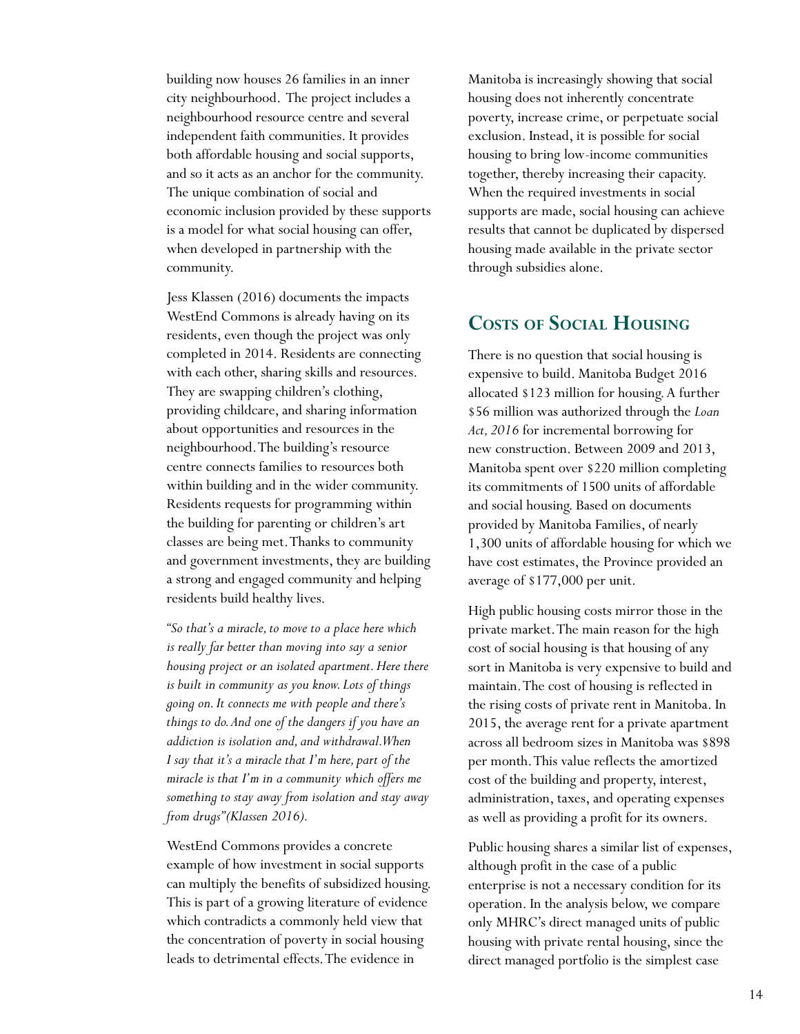building now houses 26 families in an inner city neighbourhood. The project includes a neighbourhood resource centre and several independent faith communities. It provides both affordable housing and social supports, and so it acts as an anchor for the community. The unique combination of social and economic inclusion provided by these supports is a model for what social housing can offer, when developed in partnership with the community.

Jess Klassen (2016) documents the impacts WestEnd Commons is already having on its residents, even though the project was only completed in 2014. Residents are connecting with each other, sharing skills and resources. They are swapping children's clothing, providing childcare, and sharing information about opportunities and resources in the neighbourhood. The building's resource centre connects families to resources both within building and in the wider community. Residents requests for programming within the building for parenting or children's art classes are being met. Thanks to community and government investments, they are building a strong and engaged community and helping residents build healthy lives.

*"So that's a miracle, to move to a place here which is really far better than moving into say a senior housing project or an isolated apartment. Here there is built in community as you know. Lots of things going on. It connects me with people and there's things to do. And one of the dangers if you have an addiction is isolation and, and withdrawal. When I say that it's a miracle that I'm here, part of the miracle is that I'm in a community which offers me something to stay away from isolation and stay away from drugs" (Klassen 2016).*

WestEnd Commons provides a concrete example of how investment in social supports can multiply the benefits of subsidized housing. This is part of a growing literature of evidence which contradicts a commonly held view that the concentration of poverty in social housing leads to detrimental effects. The evidence in Manitoba is increasingly showing that social housing does not inherently concentrate poverty, increase crime, or perpetuate social exclusion. Instead, it is possible for social housing to bring low-income communities together, thereby increasing their capacity. When the required investments in social supports are made, social housing can achieve results that cannot be duplicated by dispersed housing made available in the private sector through subsidies alone.

## Costs of Social Housing

There is no question that social housing is expensive to build. Manitoba Budget 2016 allocated $123 million for housing. A further $56 million was authorized through the *Loan Act, 2016* for incremental borrowing for new construction. Between 2009 and 2013, Manitoba spent over $220 million completing its commitments of 1500 units of affordable and social housing. Based on documents provided by Manitoba Families, of nearly 1,300 units of affordable housing for which we have cost estimates, the Province provided an average of $177,000 per unit.

High public housing costs mirror those in the private market. The main reason for the high cost of social housing is that housing of any sort in Manitoba is very expensive to build and maintain. The cost of housing is reflected in the rising costs of private rent in Manitoba. In 2015, the average rent for a private apartment across all bedroom sizes in Manitoba was $898 per month. This value reflects the amortized cost of the building and property, interest, administration, taxes, and operating expenses as well as providing a profit for its owners.

Public housing shares a similar list of expenses, although profit in the case of a public enterprise is not a necessary condition for its operation. In the analysis below, we compare only MHRC's direct managed units of public housing with private rental housing, since the direct managed portfolio is the simplest case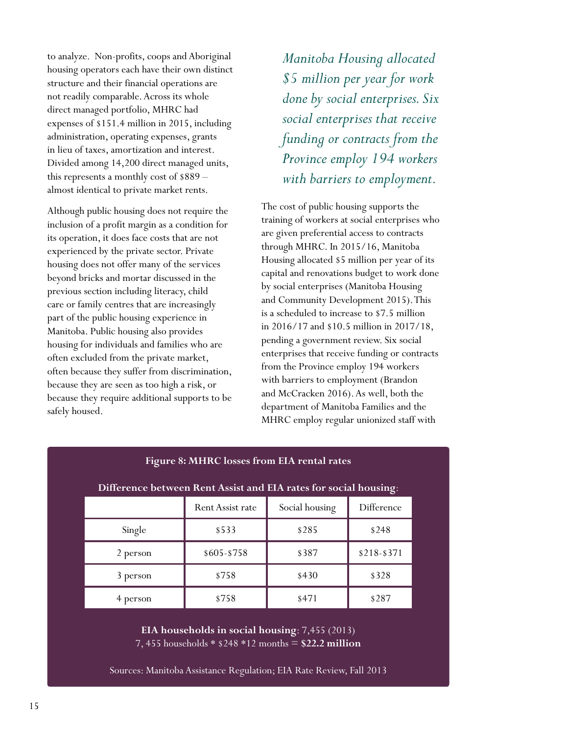to analyze. Non-profits, coops and Aboriginal housing operators each have their own distinct structure and their financial operations are not readily comparable. Across its whole direct managed portfolio, MHRC had expenses of $151.4 million in 2015, including administration, operating expenses, grants in lieu of taxes, amortization and interest. Divided among 14,200 direct managed units, this represents a monthly cost of $889 – almost identical to private market rents.

Although public housing does not require the inclusion of a profit margin as a condition for its operation, it does face costs that are not experienced by the private sector. Private housing does not offer many of the services beyond bricks and mortar discussed in the previous section including literacy, child care or family centres that are increasingly part of the public housing experience in Manitoba. Public housing also provides housing for individuals and families who are often excluded from the private market, often because they suffer from discrimination, because they are seen as too high a risk, or because they require additional supports to be safely housed.

*Manitoba Housing allocated $5 million per year for work done by social enterprises. Six social enterprises that receive funding or contracts from the Province employ 194 workers with barriers to employment.*

The cost of public housing supports the training of workers at social enterprises who are given preferential access to contracts through MHRC. In 2015/16, Manitoba Housing allocated $5 million per year of its capital and renovations budget to work done by social enterprises (Manitoba Housing and Community Development 2015). This is a scheduled to increase to $7.5 million in 2016/17 and $10.5 million in 2017/18, pending a government review. Six social enterprises that receive funding or contracts from the Province employ 194 workers with barriers to employment (Brandon and McCracken 2016). As well, both the department of Manitoba Families and the MHRC employ regular unionized staff with

**Figure 8: MHRC losses from EIA rental rates**

**Difference between Rent Assist and EIA rates for social housing**:

| | Rent Assist rate | Social housing | Difference |
|---|---|---|---|
| Single | $533 | $285 | $248 |
| 2 person | $605-$758 | $387 | $218-$371 |
| 3 person | $758 | $430 | $328 |
| 4 person | $758 | $471 | $287 |

**EIA households in social housing**: 7,455 (2013)
7, 455 households * $248 *12 months = **$22.2 million**

Sources: Manitoba Assistance Regulation; EIA Rate Review, Fall 2013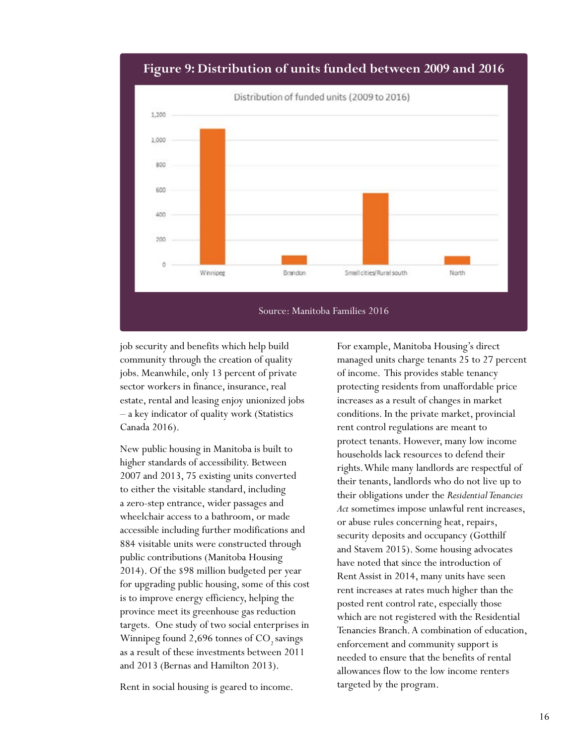**Figure 9: Distribution of units funded between 2009 and 2016**

Source: Manitoba Families 2016

job security and benefits which help build community through the creation of quality jobs. Meanwhile, only 13 percent of private sector workers in finance, insurance, real estate, rental and leasing enjoy unionized jobs – a key indicator of quality work (Statistics Canada 2016).

New public housing in Manitoba is built to higher standards of accessibility. Between 2007 and 2013, 75 existing units converted to either the visitable standard, including a zero-step entrance, wider passages and wheelchair access to a bathroom, or made accessible including further modifications and 884 visitable units were constructed through public contributions (Manitoba Housing 2014). Of the $98 million budgeted per year for upgrading public housing, some of this cost is to improve energy efficiency, helping the province meet its greenhouse gas reduction targets. One study of two social enterprises in Winnipeg found 2,696 tonnes of $CO_2$ savings as a result of these investments between 2011 and 2013 (Bernas and Hamilton 2013).

Rent in social housing is geared to income. For example, Manitoba Housing's direct managed units charge tenants 25 to 27 percent of income. This provides stable tenancy protecting residents from unaffordable price increases as a result of changes in market conditions. In the private market, provincial rent control regulations are meant to protect tenants. However, many low income households lack resources to defend their rights. While many landlords are respectful of their tenants, landlords who do not live up to their obligations under the *Residential Tenancies Act* sometimes impose unlawful rent increases, or abuse rules concerning heat, repairs, security deposits and occupancy (Gotthilf and Stavem 2015). Some housing advocates have noted that since the introduction of Rent Assist in 2014, many units have seen rent increases at rates much higher than the posted rent control rate, especially those which are not registered with the Residential Tenancies Branch. A combination of education, enforcement and community support is needed to ensure that the benefits of rental allowances flow to the low income renters targeted by the program.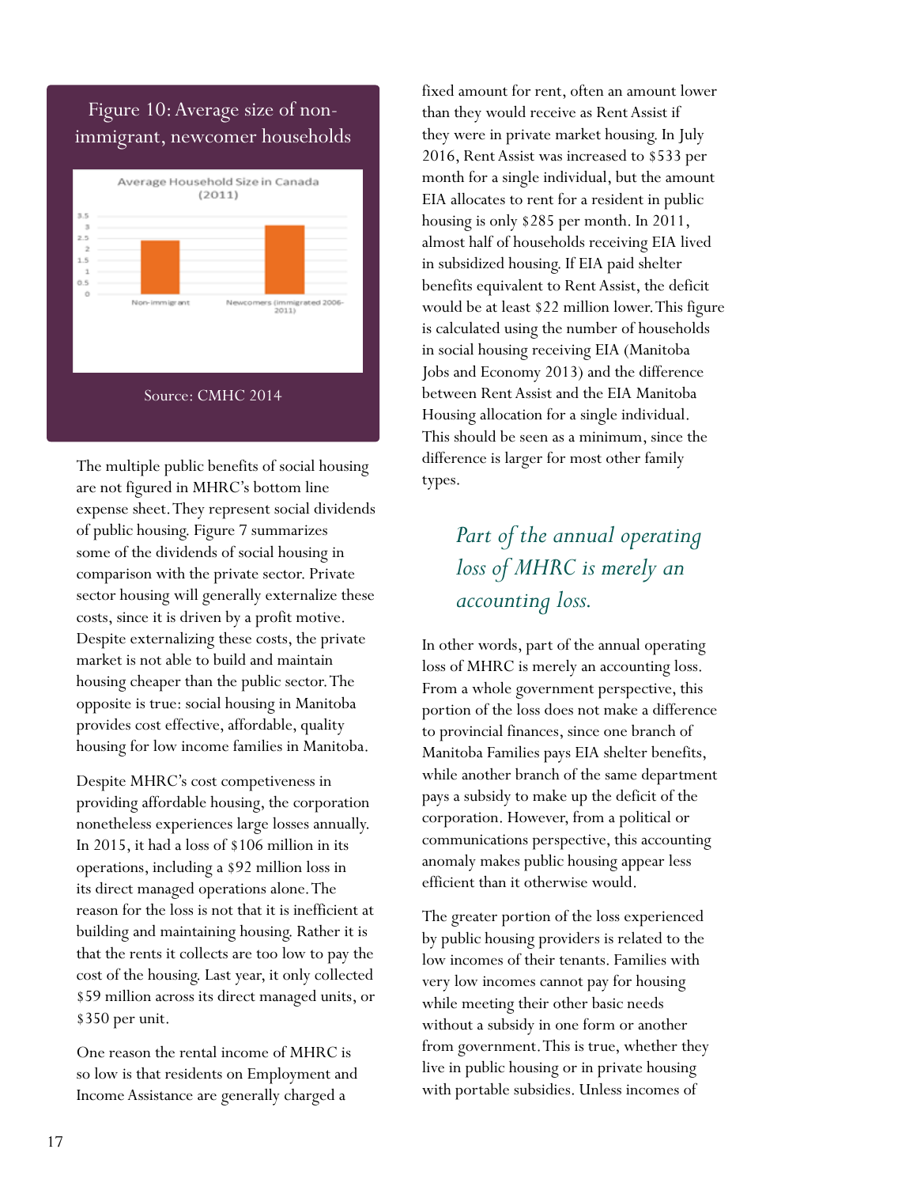Figure 10: Average size of non-immigrant, newcomer households

Average Household Size in Canada (2011)

| | Average Household Size |
| --- | --- |
| Non-immigrant | ~2.4 |
| Newcomers (immigrated 2006-2011) | ~3.1 |

Source: CMHC 2014

The multiple public benefits of social housing are not figured in MHRC's bottom line expense sheet. They represent social dividends of public housing. Figure 7 summarizes some of the dividends of social housing in comparison with the private sector. Private sector housing will generally externalize these costs, since it is driven by a profit motive. Despite externalizing these costs, the private market is not able to build and maintain housing cheaper than the public sector. The opposite is true: social housing in Manitoba provides cost effective, affordable, quality housing for low income families in Manitoba.

Despite MHRC's cost competiveness in providing affordable housing, the corporation nonetheless experiences large losses annually. In 2015, it had a loss of $106 million in its operations, including a $92 million loss in its direct managed operations alone. The reason for the loss is not that it is inefficient at building and maintaining housing. Rather it is that the rents it collects are too low to pay the cost of the housing. Last year, it only collected $59 million across its direct managed units, or $350 per unit.

One reason the rental income of MHRC is so low is that residents on Employment and Income Assistance are generally charged a fixed amount for rent, often an amount lower than they would receive as Rent Assist if they were in private market housing. In July 2016, Rent Assist was increased to $533 per month for a single individual, but the amount EIA allocates to rent for a resident in public housing is only $285 per month. In 2011, almost half of households receiving EIA lived in subsidized housing. If EIA paid shelter benefits equivalent to Rent Assist, the deficit would be at least $22 million lower. This figure is calculated using the number of households in social housing receiving EIA (Manitoba Jobs and Economy 2013) and the difference between Rent Assist and the EIA Manitoba Housing allocation for a single individual. This should be seen as a minimum, since the difference is larger for most other family types.

*Part of the annual operating loss of MHRC is merely an accounting loss.*

In other words, part of the annual operating loss of MHRC is merely an accounting loss. From a whole government perspective, this portion of the loss does not make a difference to provincial finances, since one branch of Manitoba Families pays EIA shelter benefits, while another branch of the same department pays a subsidy to make up the deficit of the corporation. However, from a political or communications perspective, this accounting anomaly makes public housing appear less efficient than it otherwise would.

The greater portion of the loss experienced by public housing providers is related to the low incomes of their tenants. Families with very low incomes cannot pay for housing while meeting their other basic needs without a subsidy in one form or another from government. This is true, whether they live in public housing or in private housing with portable subsidies. Unless incomes of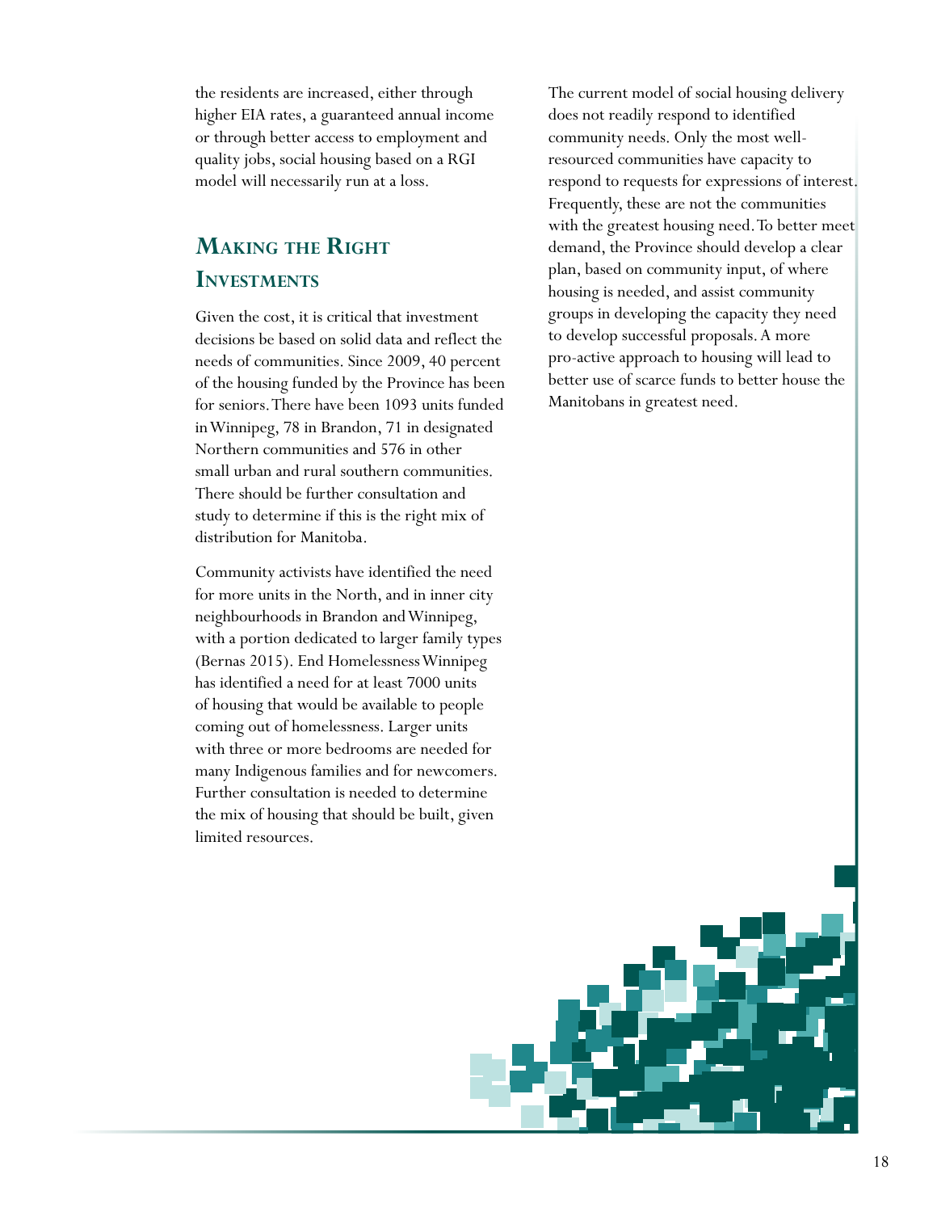the residents are increased, either through higher EIA rates, a guaranteed annual income or through better access to employment and quality jobs, social housing based on a RGI model will necessarily run at a loss.

## Making the Right Investments

Given the cost, it is critical that investment decisions be based on solid data and reflect the needs of communities. Since 2009, 40 percent of the housing funded by the Province has been for seniors. There have been 1093 units funded in Winnipeg, 78 in Brandon, 71 in designated Northern communities and 576 in other small urban and rural southern communities. There should be further consultation and study to determine if this is the right mix of distribution for Manitoba.

Community activists have identified the need for more units in the North, and in inner city neighbourhoods in Brandon and Winnipeg, with a portion dedicated to larger family types (Bernas 2015). End Homelessness Winnipeg has identified a need for at least 7000 units of housing that would be available to people coming out of homelessness. Larger units with three or more bedrooms are needed for many Indigenous families and for newcomers. Further consultation is needed to determine the mix of housing that should be built, given limited resources.

The current model of social housing delivery does not readily respond to identified community needs. Only the most well-resourced communities have capacity to respond to requests for expressions of interest. Frequently, these are not the communities with the greatest housing need. To better meet demand, the Province should develop a clear plan, based on community input, of where housing is needed, and assist community groups in developing the capacity they need to develop successful proposals. A more pro-active approach to housing will lead to better use of scarce funds to better house the Manitobans in greatest need.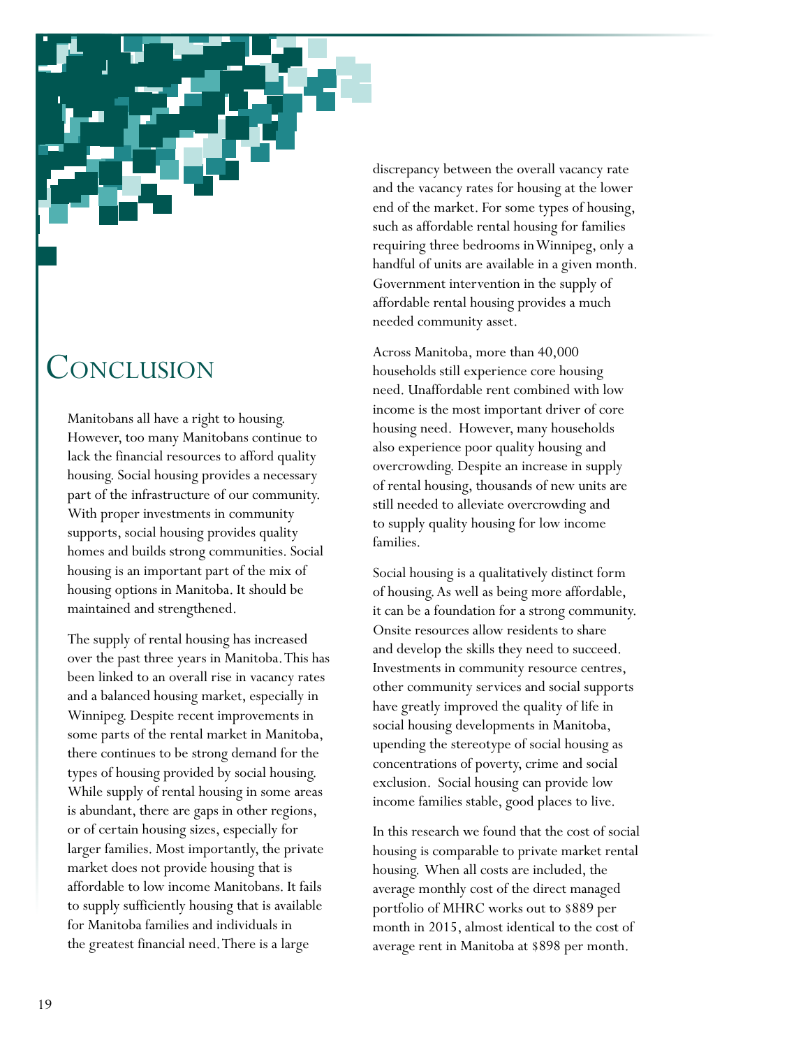# Conclusion

Manitobans all have a right to housing. However, too many Manitobans continue to lack the financial resources to afford quality housing. Social housing provides a necessary part of the infrastructure of our community. With proper investments in community supports, social housing provides quality homes and builds strong communities. Social housing is an important part of the mix of housing options in Manitoba. It should be maintained and strengthened.

The supply of rental housing has increased over the past three years in Manitoba. This has been linked to an overall rise in vacancy rates and a balanced housing market, especially in Winnipeg. Despite recent improvements in some parts of the rental market in Manitoba, there continues to be strong demand for the types of housing provided by social housing. While supply of rental housing in some areas is abundant, there are gaps in other regions, or of certain housing sizes, especially for larger families. Most importantly, the private market does not provide housing that is affordable to low income Manitobans. It fails to supply sufficiently housing that is available for Manitoba families and individuals in the greatest financial need. There is a large discrepancy between the overall vacancy rate and the vacancy rates for housing at the lower end of the market. For some types of housing, such as affordable rental housing for families requiring three bedrooms in Winnipeg, only a handful of units are available in a given month. Government intervention in the supply of affordable rental housing provides a much needed community asset.

Across Manitoba, more than 40,000 households still experience core housing need. Unaffordable rent combined with low income is the most important driver of core housing need. However, many households also experience poor quality housing and overcrowding. Despite an increase in supply of rental housing, thousands of new units are still needed to alleviate overcrowding and to supply quality housing for low income families.

Social housing is a qualitatively distinct form of housing. As well as being more affordable, it can be a foundation for a strong community. Onsite resources allow residents to share and develop the skills they need to succeed. Investments in community resource centres, other community services and social supports have greatly improved the quality of life in social housing developments in Manitoba, upending the stereotype of social housing as concentrations of poverty, crime and social exclusion. Social housing can provide low income families stable, good places to live.

In this research we found that the cost of social housing is comparable to private market rental housing. When all costs are included, the average monthly cost of the direct managed portfolio of MHRC works out to $889 per month in 2015, almost identical to the cost of average rent in Manitoba at $898 per month.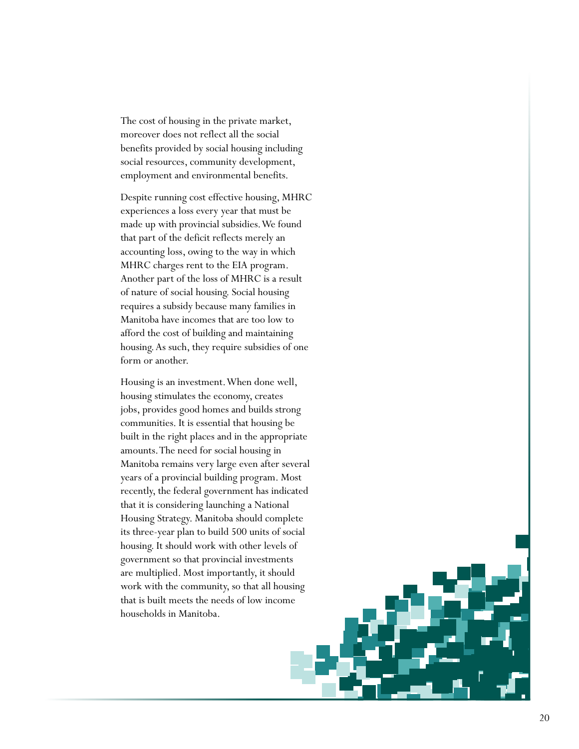The cost of housing in the private market, moreover does not reflect all the social benefits provided by social housing including social resources, community development, employment and environmental benefits.

Despite running cost effective housing, MHRC experiences a loss every year that must be made up with provincial subsidies. We found that part of the deficit reflects merely an accounting loss, owing to the way in which MHRC charges rent to the EIA program. Another part of the loss of MHRC is a result of nature of social housing. Social housing requires a subsidy because many families in Manitoba have incomes that are too low to afford the cost of building and maintaining housing. As such, they require subsidies of one form or another.

Housing is an investment. When done well, housing stimulates the economy, creates jobs, provides good homes and builds strong communities. It is essential that housing be built in the right places and in the appropriate amounts. The need for social housing in Manitoba remains very large even after several years of a provincial building program. Most recently, the federal government has indicated that it is considering launching a National Housing Strategy. Manitoba should complete its three-year plan to build 500 units of social housing. It should work with other levels of government so that provincial investments are multiplied. Most importantly, it should work with the community, so that all housing that is built meets the needs of low income households in Manitoba.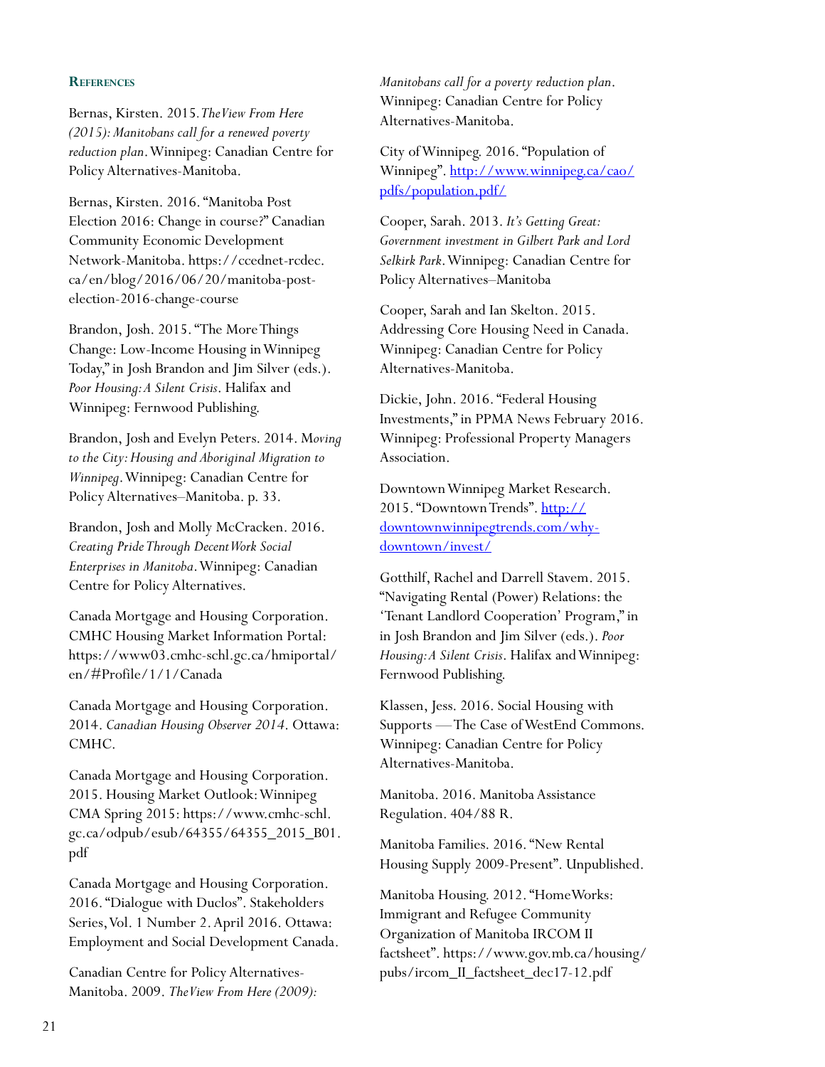### References

Bernas, Kirsten. 2015. *The View From Here (2015): Manitobans call for a renewed poverty reduction plan*. Winnipeg: Canadian Centre for Policy Alternatives-Manitoba.

Bernas, Kirsten. 2016. "Manitoba Post Election 2016: Change in course?" Canadian Community Economic Development Network-Manitoba. https://ccednet-rcdec.ca/en/blog/2016/06/20/manitoba-post-election-2016-change-course

Brandon, Josh. 2015. "The More Things Change: Low-Income Housing in Winnipeg Today," in Josh Brandon and Jim Silver (eds.). *Poor Housing: A Silent Crisis*. Halifax and Winnipeg: Fernwood Publishing.

Brandon, Josh and Evelyn Peters. 2014. M*oving to the City: Housing and Aboriginal Migration to Winnipeg*. Winnipeg: Canadian Centre for Policy Alternatives–Manitoba. p. 33.

Brandon, Josh and Molly McCracken. 2016. *Creating Pride Through Decent Work Social Enterprises in Manitoba*. Winnipeg: Canadian Centre for Policy Alternatives.

Canada Mortgage and Housing Corporation. CMHC Housing Market Information Portal: https://www03.cmhc-schl.gc.ca/hmiportal/en/#Profile/1/1/Canada

Canada Mortgage and Housing Corporation. 2014. *Canadian Housing Observer 2014*. Ottawa: CMHC.

Canada Mortgage and Housing Corporation. 2015. Housing Market Outlook: Winnipeg CMA Spring 2015: https://www.cmhc-schl.gc.ca/odpub/esub/64355/64355_2015_B01.pdf

Canada Mortgage and Housing Corporation. 2016. "Dialogue with Duclos". Stakeholders Series, Vol. 1 Number 2. April 2016. Ottawa: Employment and Social Development Canada.

Canadian Centre for Policy Alternatives-Manitoba. 2009. *The View From Here (2009): Manitobans call for a poverty reduction plan*. Winnipeg: Canadian Centre for Policy Alternatives-Manitoba.

City of Winnipeg. 2016. "Population of Winnipeg". http://www.winnipeg.ca/cao/pdfs/population.pdf/

Cooper, Sarah. 2013. *It's Getting Great: Government investment in Gilbert Park and Lord Selkirk Park*. Winnipeg: Canadian Centre for Policy Alternatives–Manitoba

Cooper, Sarah and Ian Skelton. 2015. Addressing Core Housing Need in Canada. Winnipeg: Canadian Centre for Policy Alternatives-Manitoba.

Dickie, John. 2016. "Federal Housing Investments," in PPMA News February 2016. Winnipeg: Professional Property Managers Association.

Downtown Winnipeg Market Research. 2015. "Downtown Trends". http://downtownwinnipegtrends.com/why-downtown/invest/

Gotthilf, Rachel and Darrell Stavem. 2015. "Navigating Rental (Power) Relations: the 'Tenant Landlord Cooperation' Program," in in Josh Brandon and Jim Silver (eds.). *Poor Housing: A Silent Crisis*. Halifax and Winnipeg: Fernwood Publishing.

Klassen, Jess. 2016. Social Housing with Supports —The Case of WestEnd Commons. Winnipeg: Canadian Centre for Policy Alternatives-Manitoba.

Manitoba. 2016. Manitoba Assistance Regulation. 404/88 R.

Manitoba Families. 2016. "New Rental Housing Supply 2009-Present". Unpublished.

Manitoba Housing. 2012. "HomeWorks: Immigrant and Refugee Community Organization of Manitoba IRCOM II factsheet". https://www.gov.mb.ca/housing/pubs/ircom_II_factsheet_dec17-12.pdf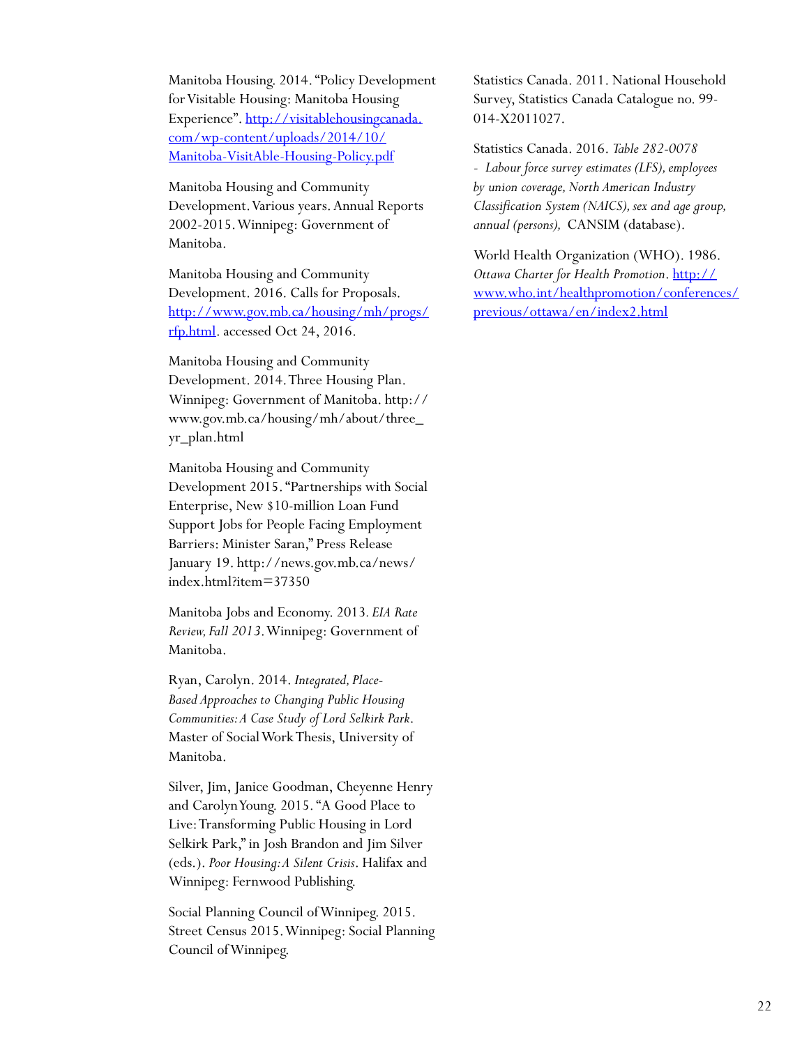Manitoba Housing. 2014. "Policy Development for Visitable Housing: Manitoba Housing Experience". [http://visitablehousingcanada.com/wp-content/uploads/2014/10/Manitoba-VisitAble-Housing-Policy.pdf](http://visitablehousingcanada.com/wp-content/uploads/2014/10/Manitoba-VisitAble-Housing-Policy.pdf)

Manitoba Housing and Community Development. Various years. Annual Reports 2002-2015. Winnipeg: Government of Manitoba.

Manitoba Housing and Community Development. 2016. Calls for Proposals. [http://www.gov.mb.ca/housing/mh/progs/rfp.html](http://www.gov.mb.ca/housing/mh/progs/rfp.html). accessed Oct 24, 2016.

Manitoba Housing and Community Development. 2014. Three Housing Plan. Winnipeg: Government of Manitoba. http://www.gov.mb.ca/housing/mh/about/three_yr_plan.html

Manitoba Housing and Community Development 2015. "Partnerships with Social Enterprise, New $10-million Loan Fund Support Jobs for People Facing Employment Barriers: Minister Saran," Press Release January 19. http://news.gov.mb.ca/news/index.html?item=37350

Manitoba Jobs and Economy. 2013. *EIA Rate Review, Fall 2013*. Winnipeg: Government of Manitoba.

Ryan, Carolyn. 2014. *Integrated, Place-Based Approaches to Changing Public Housing Communities: A Case Study of Lord Selkirk Park*. Master of Social Work Thesis, University of Manitoba.

Silver, Jim, Janice Goodman, Cheyenne Henry and Carolyn Young. 2015. "A Good Place to Live: Transforming Public Housing in Lord Selkirk Park," in Josh Brandon and Jim Silver (eds.). *Poor Housing: A Silent Crisis*. Halifax and Winnipeg: Fernwood Publishing.

Social Planning Council of Winnipeg. 2015. Street Census 2015. Winnipeg: Social Planning Council of Winnipeg.

Statistics Canada. 2011. National Household Survey, Statistics Canada Catalogue no. 99-014-X2011027.

Statistics Canada. 2016. *Table 282-0078 - Labour force survey estimates (LFS), employees by union coverage, North American Industry Classification System (NAICS), sex and age group, annual (persons),* CANSIM (database).

World Health Organization (WHO). 1986. *Ottawa Charter for Health Promotion*. [http://www.who.int/healthpromotion/conferences/previous/ottawa/en/index2.html](http://www.who.int/healthpromotion/conferences/previous/ottawa/en/index2.html)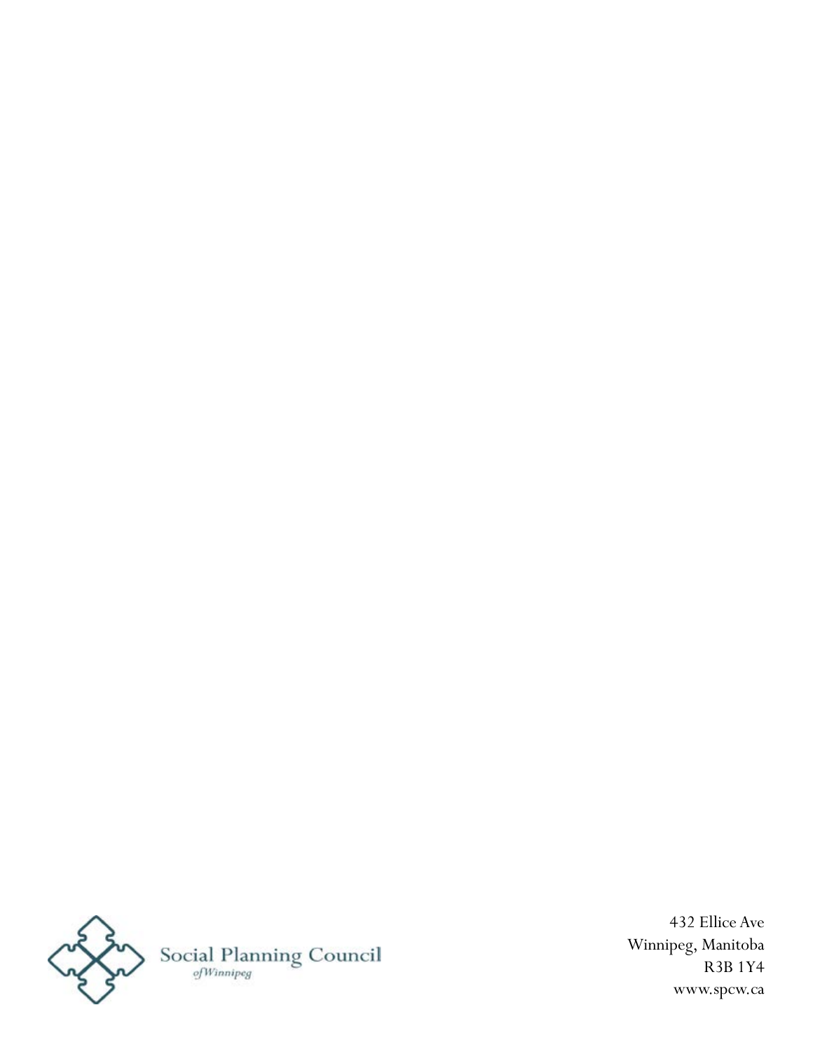Social Planning Council
of Winnipeg

432 Ellice Ave
Winnipeg, Manitoba
R3B 1Y4
www.spcw.ca